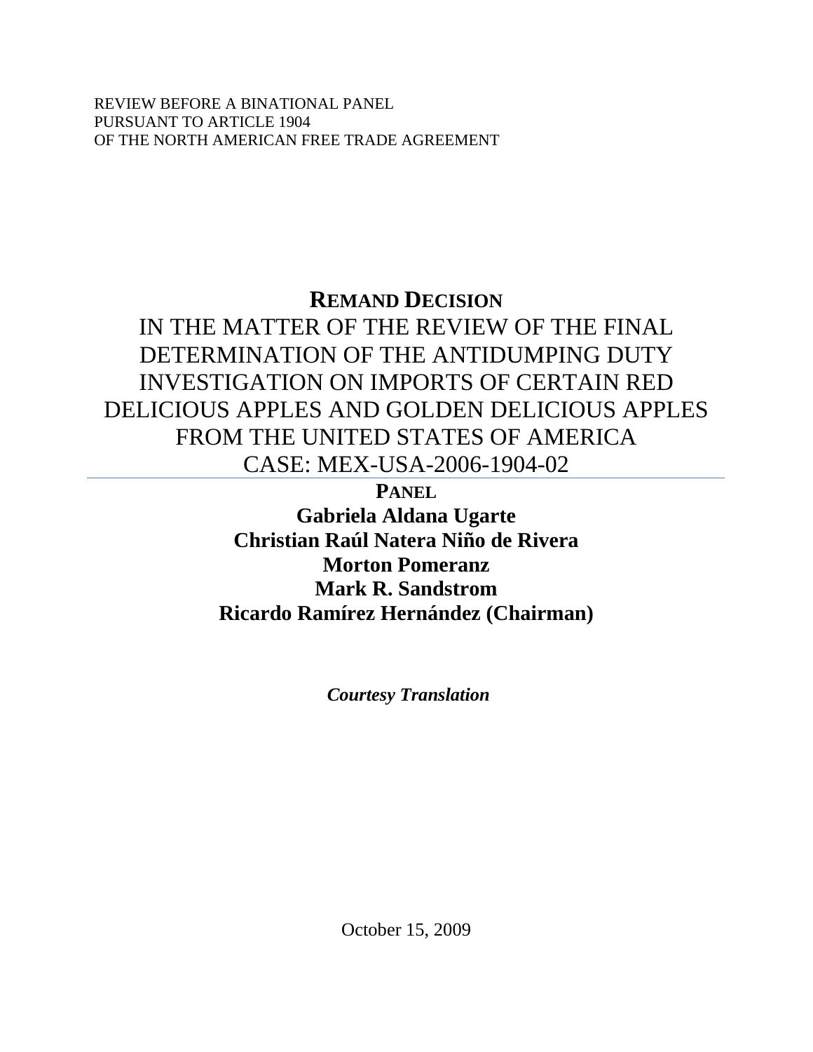REVIEW BEFORE A BINATIONAL PANEL
PURSUANT TO ARTICLE 1904
OF THE NORTH AMERICAN FREE TRADE AGREEMENT

# REMAND DECISION

# IN THE MATTER OF THE REVIEW OF THE FINAL DETERMINATION OF THE ANTIDUMPING DUTY INVESTIGATION ON IMPORTS OF CERTAIN RED DELICIOUS APPLES AND GOLDEN DELICIOUS APPLES FROM THE UNITED STATES OF AMERICA

# CASE: MEX-USA-2006-1904-02

---

**PANEL**

**Gabriela Aldana Ugarte**
**Christian Raúl Natera Niño de Rivera**
**Morton Pomeranz**
**Mark R. Sandstrom**
**Ricardo Ramírez Hernández (Chairman)**

***Courtesy Translation***

October 15, 2009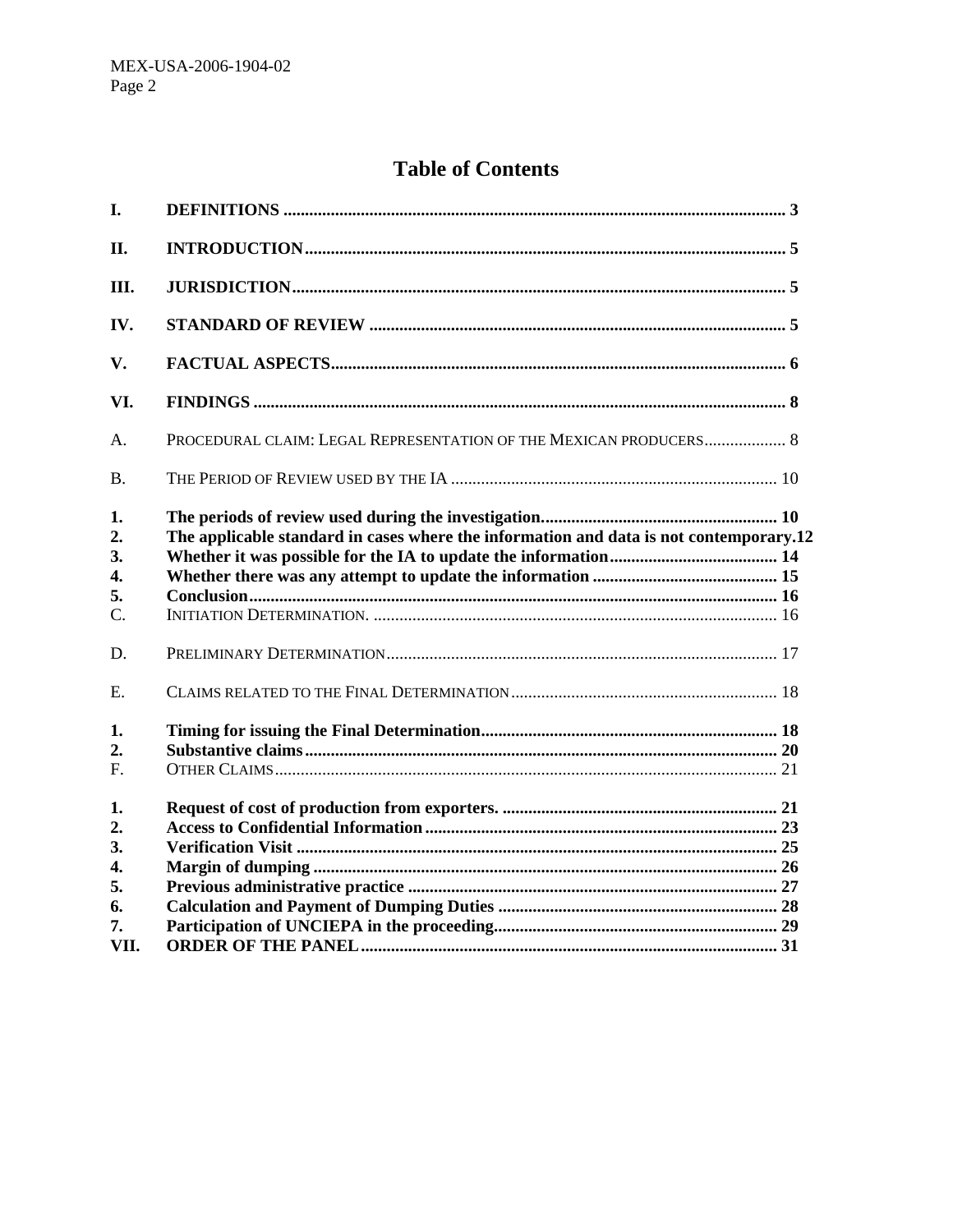# Table of Contents

| | | |
|---|---|---|
| **I.** | **DEFINITIONS** | **3** |
| **II.** | **INTRODUCTION** | **5** |
| **III.** | **JURISDICTION** | **5** |
| **IV.** | **STANDARD OF REVIEW** | **5** |
| **V.** | **FACTUAL ASPECTS** | **6** |
| **VI.** | **FINDINGS** | **8** |
| A. | PROCEDURAL CLAIM: LEGAL REPRESENTATION OF THE MEXICAN PRODUCERS | 8 |
| B. | THE PERIOD OF REVIEW USED BY THE IA | 10 |
| **1.** | **The periods of review used during the investigation.** | **10** |
| **2.** | **The applicable standard in cases where the information and data is not contemporary.** | **12** |
| **3.** | **Whether it was possible for the IA to update the information** | **14** |
| **4.** | **Whether there was any attempt to update the information** | **15** |
| **5.** | **Conclusion** | **16** |
| C. | INITIATION DETERMINATION. | 16 |
| D. | PRELIMINARY DETERMINATION | 17 |
| E. | CLAIMS RELATED TO THE FINAL DETERMINATION | 18 |
| **1.** | **Timing for issuing the Final Determination** | **18** |
| **2.** | **Substantive claims** | **20** |
| F. | OTHER CLAIMS | 21 |
| **1.** | **Request of cost of production from exporters.** | **21** |
| **2.** | **Access to Confidential Information** | **23** |
| **3.** | **Verification Visit** | **25** |
| **4.** | **Margin of dumping** | **26** |
| **5.** | **Previous administrative practice** | **27** |
| **6.** | **Calculation and Payment of Dumping Duties** | **28** |
| **7.** | **Participation of UNCIEPA in the proceeding** | **29** |
| **VII.** | **ORDER OF THE PANEL** | **31** |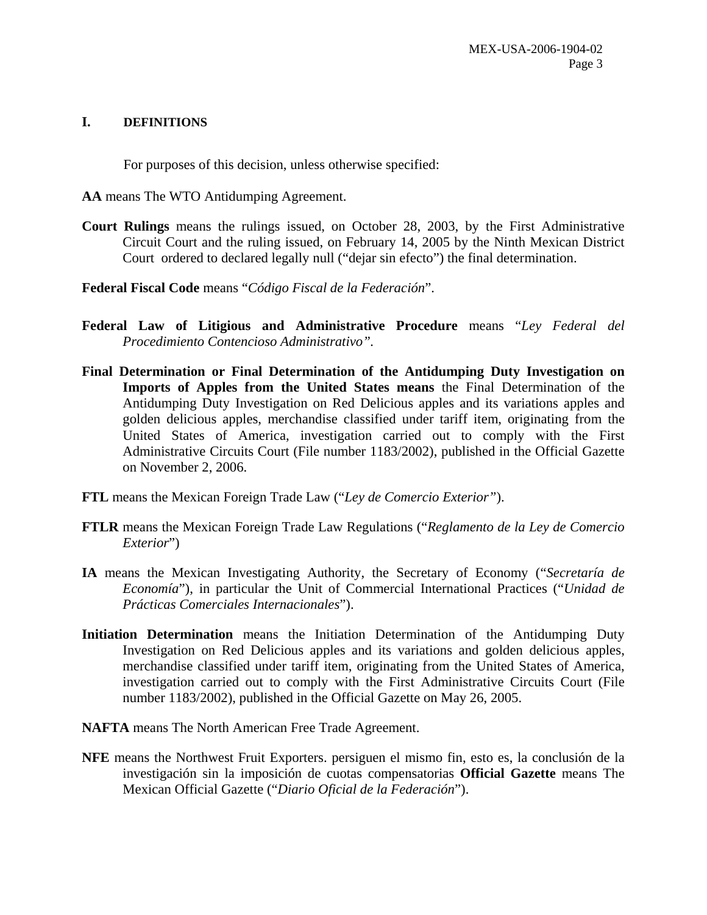## I. DEFINITIONS

For purposes of this decision, unless otherwise specified:

**AA** means The WTO Antidumping Agreement.

**Court Rulings** means the rulings issued, on October 28, 2003, by the First Administrative Circuit Court and the ruling issued, on February 14, 2005 by the Ninth Mexican District Court ordered to declared legally null ("dejar sin efecto") the final determination.

**Federal Fiscal Code** means "*Código Fiscal de la Federación*".

**Federal Law of Litigious and Administrative Procedure** means "*Ley Federal del Procedimiento Contencioso Administrativo"*.

**Final Determination or Final Determination of the Antidumping Duty Investigation on Imports of Apples from the United States means** the Final Determination of the Antidumping Duty Investigation on Red Delicious apples and its variations apples and golden delicious apples, merchandise classified under tariff item, originating from the United States of America, investigation carried out to comply with the First Administrative Circuits Court (File number 1183/2002), published in the Official Gazette on November 2, 2006.

**FTL** means the Mexican Foreign Trade Law ("*Ley de Comercio Exterior"*).

**FTLR** means the Mexican Foreign Trade Law Regulations ("*Reglamento de la Ley de Comercio Exterior*")

**IA** means the Mexican Investigating Authority, the Secretary of Economy ("*Secretaría de Economía*"), in particular the Unit of Commercial International Practices ("*Unidad de Prácticas Comerciales Internacionales*").

**Initiation Determination** means the Initiation Determination of the Antidumping Duty Investigation on Red Delicious apples and its variations and golden delicious apples, merchandise classified under tariff item, originating from the United States of America, investigation carried out to comply with the First Administrative Circuits Court (File number 1183/2002), published in the Official Gazette on May 26, 2005.

**NAFTA** means The North American Free Trade Agreement.

**NFE** means the Northwest Fruit Exporters. persiguen el mismo fin, esto es, la conclusión de la investigación sin la imposición de cuotas compensatorias **Official Gazette** means The Mexican Official Gazette ("*Diario Oficial de la Federación*").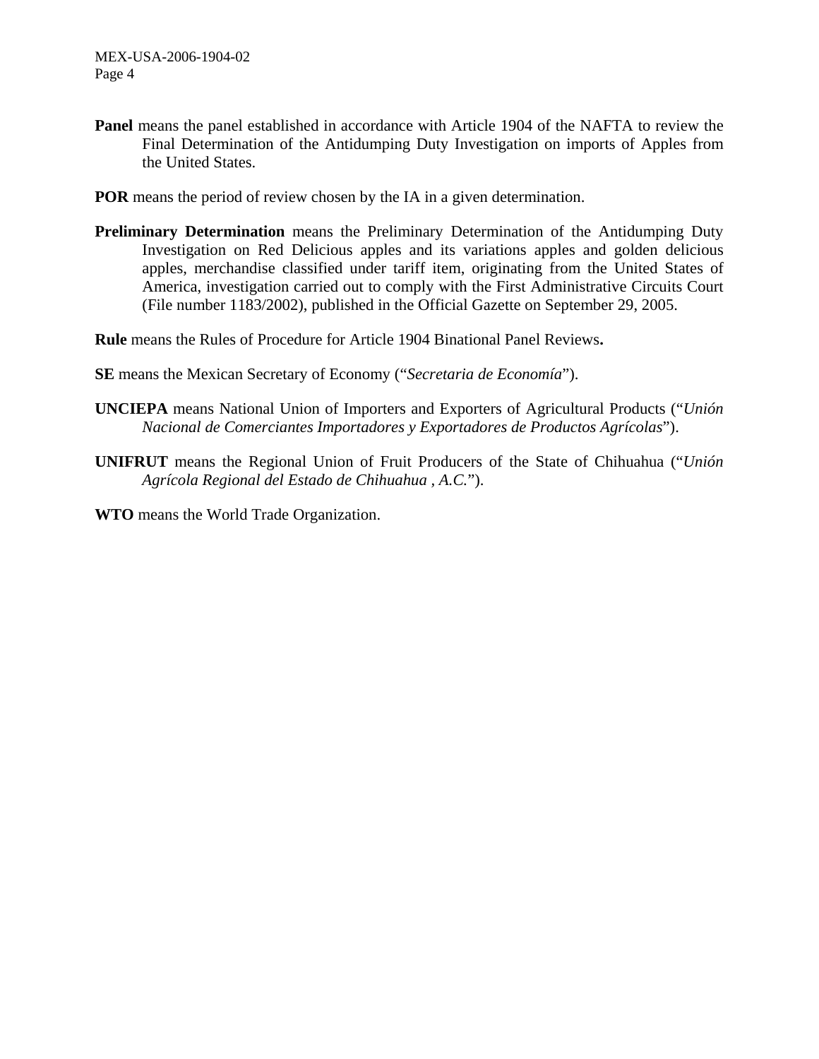**Panel** means the panel established in accordance with Article 1904 of the NAFTA to review the Final Determination of the Antidumping Duty Investigation on imports of Apples from the United States.

**POR** means the period of review chosen by the IA in a given determination.

**Preliminary Determination** means the Preliminary Determination of the Antidumping Duty Investigation on Red Delicious apples and its variations apples and golden delicious apples, merchandise classified under tariff item, originating from the United States of America, investigation carried out to comply with the First Administrative Circuits Court (File number 1183/2002), published in the Official Gazette on September 29, 2005.

**Rule** means the Rules of Procedure for Article 1904 Binational Panel Reviews**.**

**SE** means the Mexican Secretary of Economy ("*Secretaria de Economía*").

**UNCIEPA** means National Union of Importers and Exporters of Agricultural Products ("*Unión Nacional de Comerciantes Importadores y Exportadores de Productos Agrícolas*").

**UNIFRUT** means the Regional Union of Fruit Producers of the State of Chihuahua ("*Unión Agrícola Regional del Estado de Chihuahua , A.C.*").

**WTO** means the World Trade Organization.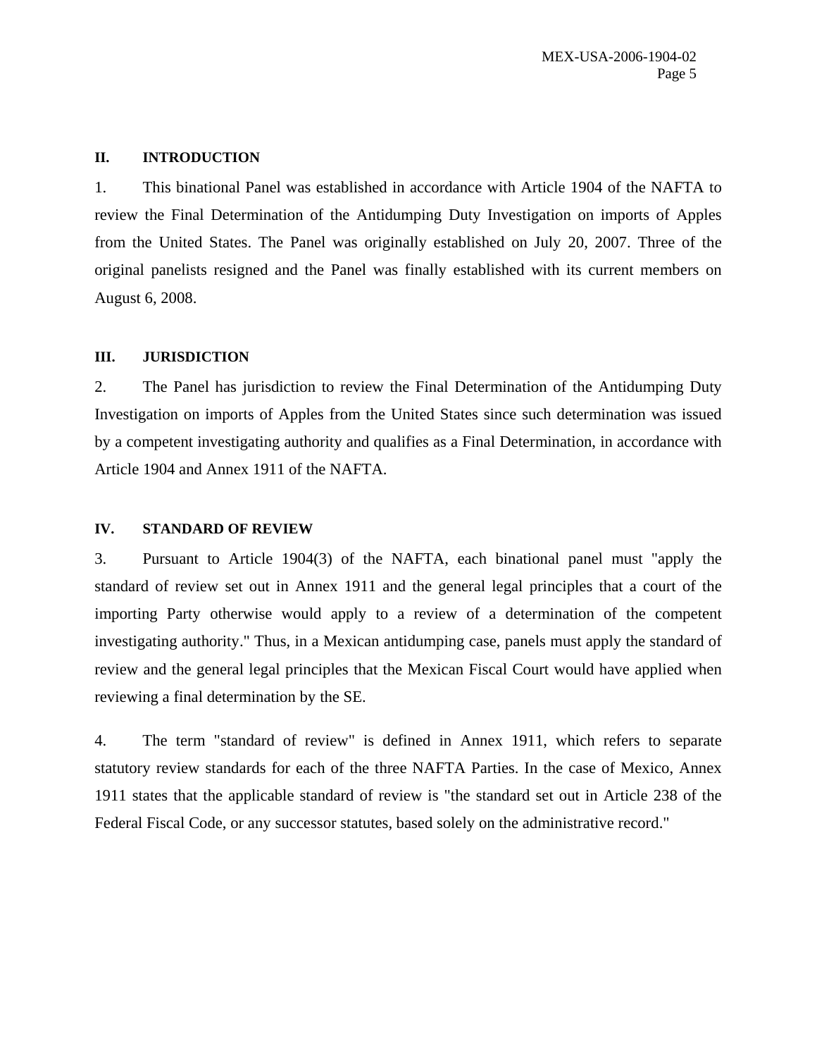## II. INTRODUCTION

1. This binational Panel was established in accordance with Article 1904 of the NAFTA to review the Final Determination of the Antidumping Duty Investigation on imports of Apples from the United States. The Panel was originally established on July 20, 2007. Three of the original panelists resigned and the Panel was finally established with its current members on August 6, 2008.

## III. JURISDICTION

2. The Panel has jurisdiction to review the Final Determination of the Antidumping Duty Investigation on imports of Apples from the United States since such determination was issued by a competent investigating authority and qualifies as a Final Determination, in accordance with Article 1904 and Annex 1911 of the NAFTA.

## IV. STANDARD OF REVIEW

3. Pursuant to Article 1904(3) of the NAFTA, each binational panel must "apply the standard of review set out in Annex 1911 and the general legal principles that a court of the importing Party otherwise would apply to a review of a determination of the competent investigating authority." Thus, in a Mexican antidumping case, panels must apply the standard of review and the general legal principles that the Mexican Fiscal Court would have applied when reviewing a final determination by the SE.

4. The term "standard of review" is defined in Annex 1911, which refers to separate statutory review standards for each of the three NAFTA Parties. In the case of Mexico, Annex 1911 states that the applicable standard of review is "the standard set out in Article 238 of the Federal Fiscal Code, or any successor statutes, based solely on the administrative record."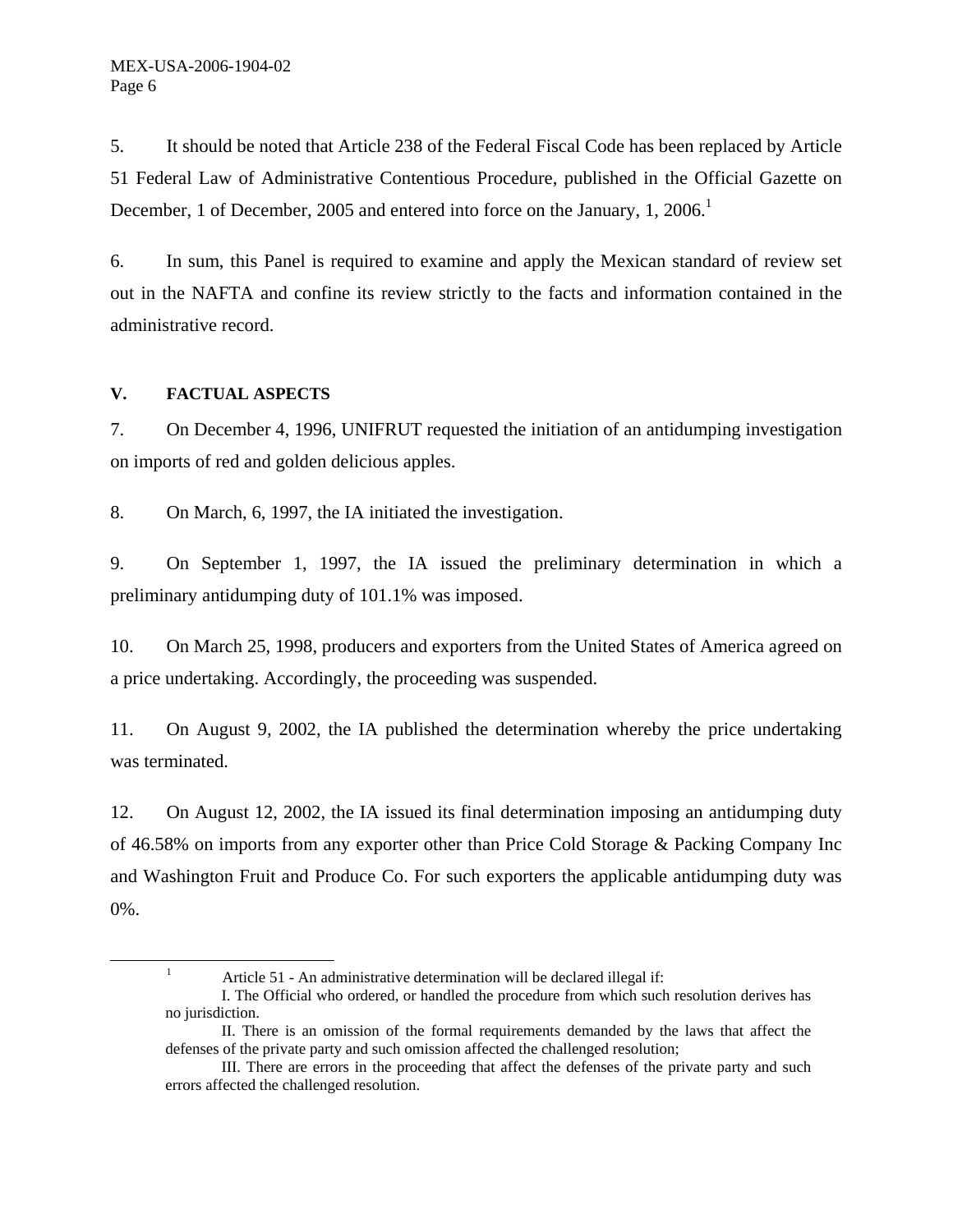5. It should be noted that Article 238 of the Federal Fiscal Code has been replaced by Article 51 Federal Law of Administrative Contentious Procedure, published in the Official Gazette on December, 1 of December, 2005 and entered into force on the January, 1, 2006.[1]

6. In sum, this Panel is required to examine and apply the Mexican standard of review set out in the NAFTA and confine its review strictly to the facts and information contained in the administrative record.

## V. FACTUAL ASPECTS

7. On December 4, 1996, UNIFRUT requested the initiation of an antidumping investigation on imports of red and golden delicious apples.

8. On March, 6, 1997, the IA initiated the investigation.

9. On September 1, 1997, the IA issued the preliminary determination in which a preliminary antidumping duty of 101.1% was imposed.

10. On March 25, 1998, producers and exporters from the United States of America agreed on a price undertaking. Accordingly, the proceeding was suspended.

11. On August 9, 2002, the IA published the determination whereby the price undertaking was terminated.

12. On August 12, 2002, the IA issued its final determination imposing an antidumping duty of 46.58% on imports from any exporter other than Price Cold Storage & Packing Company Inc and Washington Fruit and Produce Co. For such exporters the applicable antidumping duty was 0%.

---

[1] Article 51 - An administrative determination will be declared illegal if:

I. The Official who ordered, or handled the procedure from which such resolution derives has no jurisdiction.

II. There is an omission of the formal requirements demanded by the laws that affect the defenses of the private party and such omission affected the challenged resolution;

III. There are errors in the proceeding that affect the defenses of the private party and such errors affected the challenged resolution.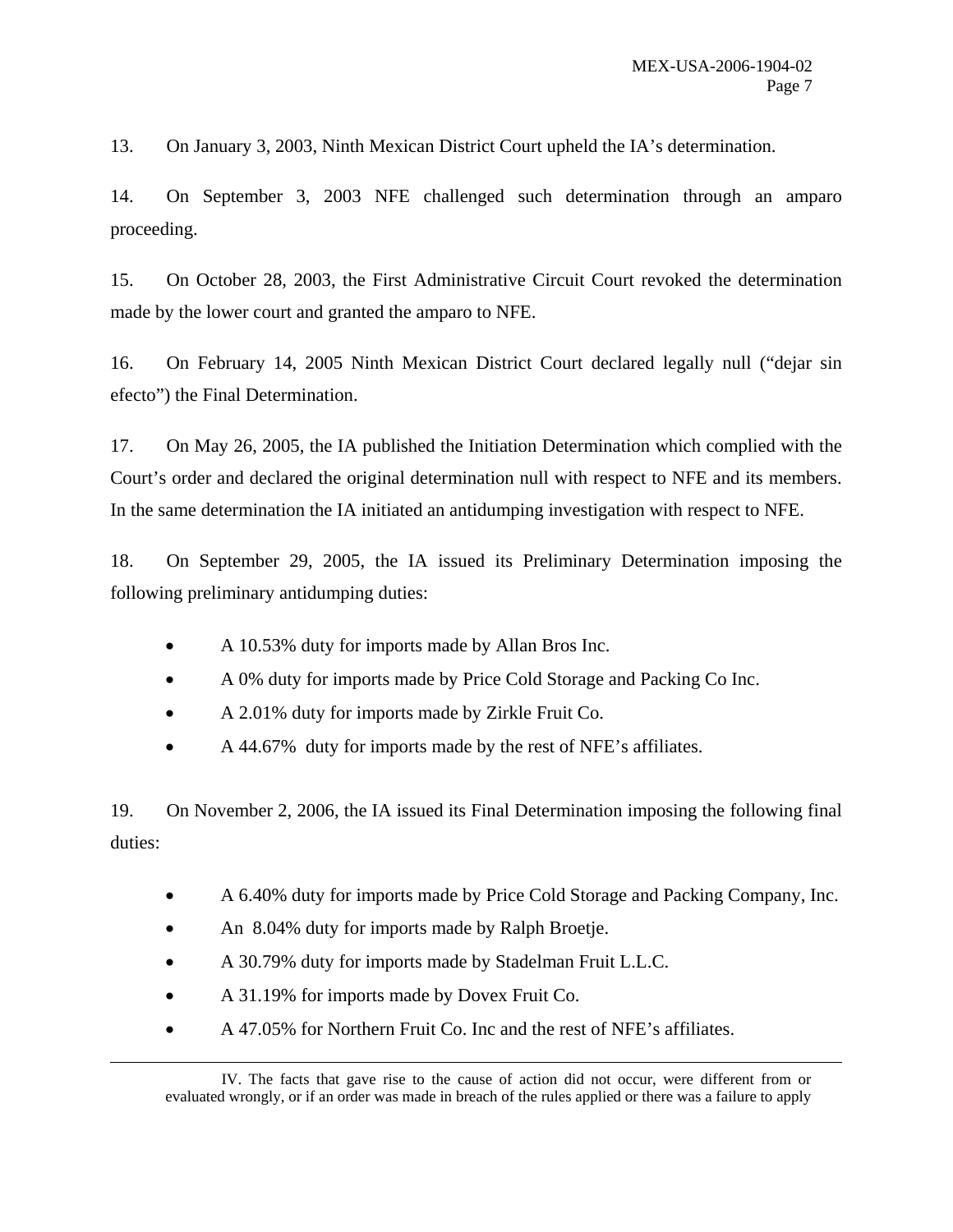13. On January 3, 2003, Ninth Mexican District Court upheld the IA's determination.

14. On September 3, 2003 NFE challenged such determination through an amparo proceeding.

15. On October 28, 2003, the First Administrative Circuit Court revoked the determination made by the lower court and granted the amparo to NFE.

16. On February 14, 2005 Ninth Mexican District Court declared legally null ("dejar sin efecto") the Final Determination.

17. On May 26, 2005, the IA published the Initiation Determination which complied with the Court's order and declared the original determination null with respect to NFE and its members. In the same determination the IA initiated an antidumping investigation with respect to NFE.

18. On September 29, 2005, the IA issued its Preliminary Determination imposing the following preliminary antidumping duties:

- A 10.53% duty for imports made by Allan Bros Inc.
- A 0% duty for imports made by Price Cold Storage and Packing Co Inc.
- A 2.01% duty for imports made by Zirkle Fruit Co.
- A 44.67% duty for imports made by the rest of NFE's affiliates.

19. On November 2, 2006, the IA issued its Final Determination imposing the following final duties:

- A 6.40% duty for imports made by Price Cold Storage and Packing Company, Inc.
- An 8.04% duty for imports made by Ralph Broetje.
- A 30.79% duty for imports made by Stadelman Fruit L.L.C.
- A 31.19% for imports made by Dovex Fruit Co.
- A 47.05% for Northern Fruit Co. Inc and the rest of NFE's affiliates.

---

IV. The facts that gave rise to the cause of action did not occur, were different from or evaluated wrongly, or if an order was made in breach of the rules applied or there was a failure to apply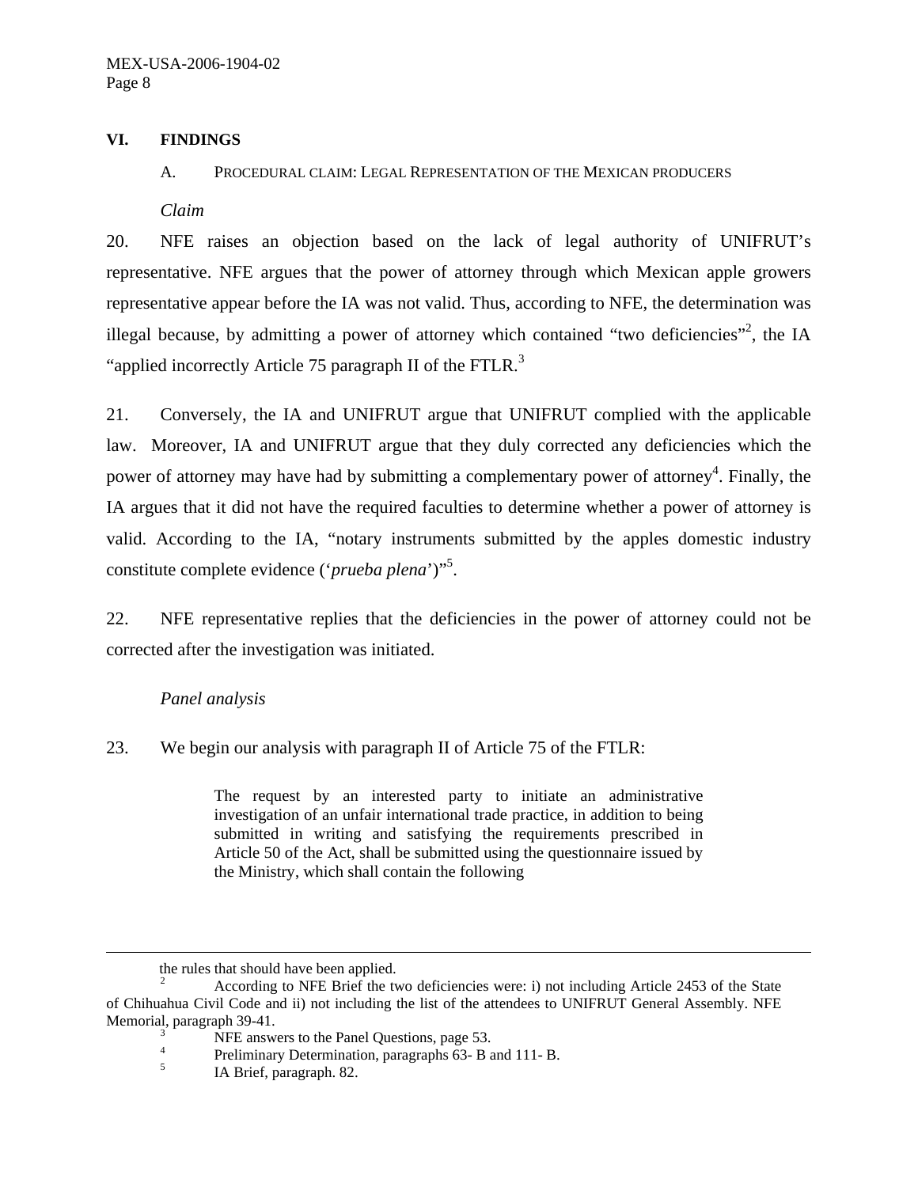## VI. FINDINGS

### A. PROCEDURAL CLAIM: LEGAL REPRESENTATION OF THE MEXICAN PRODUCERS

*Claim*

20. NFE raises an objection based on the lack of legal authority of UNIFRUT's representative. NFE argues that the power of attorney through which Mexican apple growers representative appear before the IA was not valid. Thus, according to NFE, the determination was illegal because, by admitting a power of attorney which contained "two deficiencies"[2], the IA "applied incorrectly Article 75 paragraph II of the FTLR.[3]

21. Conversely, the IA and UNIFRUT argue that UNIFRUT complied with the applicable law. Moreover, IA and UNIFRUT argue that they duly corrected any deficiencies which the power of attorney may have had by submitting a complementary power of attorney[4]. Finally, the IA argues that it did not have the required faculties to determine whether a power of attorney is valid. According to the IA, "notary instruments submitted by the apples domestic industry constitute complete evidence ('*prueba plena*')"[5].

22. NFE representative replies that the deficiencies in the power of attorney could not be corrected after the investigation was initiated.

*Panel analysis*

23. We begin our analysis with paragraph II of Article 75 of the FTLR:

> The request by an interested party to initiate an administrative investigation of an unfair international trade practice, in addition to being submitted in writing and satisfying the requirements prescribed in Article 50 of the Act, shall be submitted using the questionnaire issued by the Ministry, which shall contain the following

---

the rules that should have been applied.

[2] According to NFE Brief the two deficiencies were: i) not including Article 2453 of the State of Chihuahua Civil Code and ii) not including the list of the attendees to UNIFRUT General Assembly. NFE Memorial, paragraph 39-41.

[3] NFE answers to the Panel Questions, page 53.

[4] Preliminary Determination, paragraphs 63- B and 111- B.

[5] IA Brief, paragraph. 82.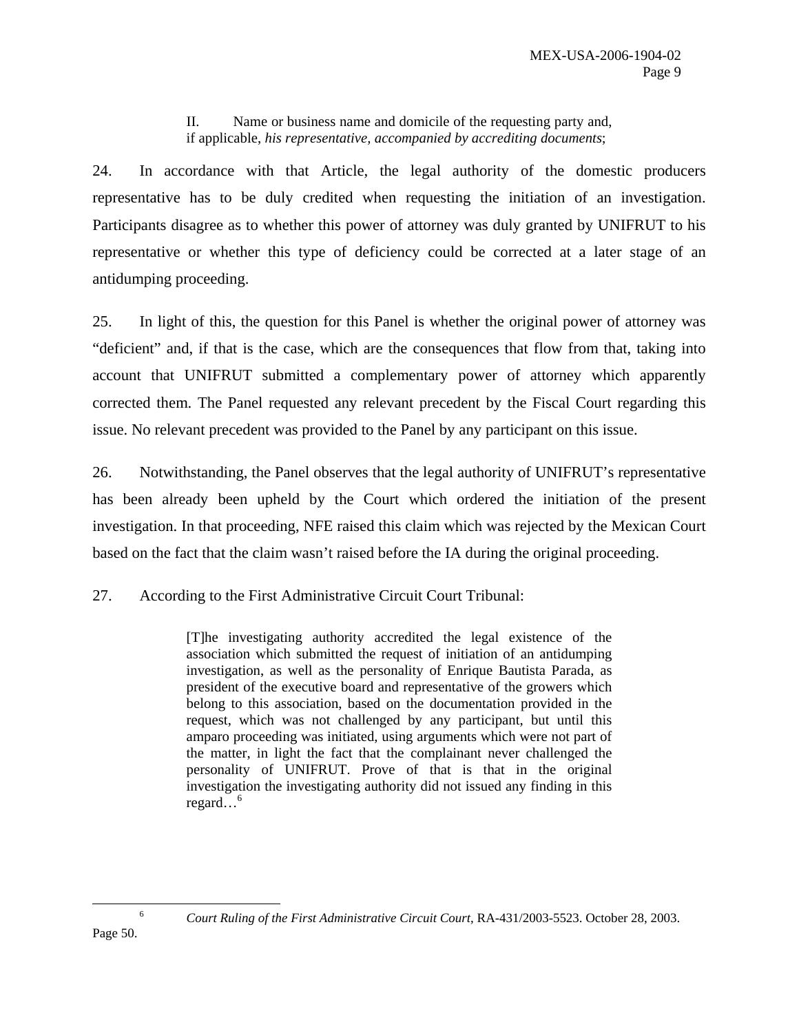> II. Name or business name and domicile of the requesting party and, if applicable, *his representative, accompanied by accrediting documents*;

24. In accordance with that Article, the legal authority of the domestic producers representative has to be duly credited when requesting the initiation of an investigation. Participants disagree as to whether this power of attorney was duly granted by UNIFRUT to his representative or whether this type of deficiency could be corrected at a later stage of an antidumping proceeding.

25. In light of this, the question for this Panel is whether the original power of attorney was "deficient" and, if that is the case, which are the consequences that flow from that, taking into account that UNIFRUT submitted a complementary power of attorney which apparently corrected them. The Panel requested any relevant precedent by the Fiscal Court regarding this issue. No relevant precedent was provided to the Panel by any participant on this issue.

26. Notwithstanding, the Panel observes that the legal authority of UNIFRUT's representative has been already been upheld by the Court which ordered the initiation of the present investigation. In that proceeding, NFE raised this claim which was rejected by the Mexican Court based on the fact that the claim wasn't raised before the IA during the original proceeding.

27. According to the First Administrative Circuit Court Tribunal:

> [T]he investigating authority accredited the legal existence of the association which submitted the request of initiation of an antidumping investigation, as well as the personality of Enrique Bautista Parada, as president of the executive board and representative of the growers which belong to this association, based on the documentation provided in the request, which was not challenged by any participant, but until this amparo proceeding was initiated, using arguments which were not part of the matter, in light the fact that the complainant never challenged the personality of UNIFRUT. Prove of that is that in the original investigation the investigating authority did not issued any finding in this regard…[6]

---

[6] *Court Ruling of the First Administrative Circuit Court*, RA-431/2003-5523. October 28, 2003. Page 50.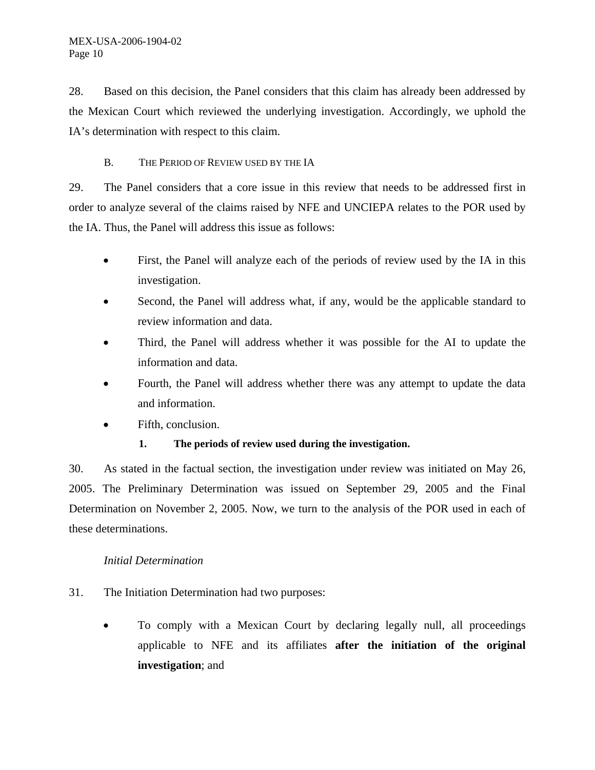28. Based on this decision, the Panel considers that this claim has already been addressed by the Mexican Court which reviewed the underlying investigation. Accordingly, we uphold the IA's determination with respect to this claim.

## B. The Period of Review used by the IA

29. The Panel considers that a core issue in this review that needs to be addressed first in order to analyze several of the claims raised by NFE and UNCIEPA relates to the POR used by the IA. Thus, the Panel will address this issue as follows:

- First, the Panel will analyze each of the periods of review used by the IA in this investigation.
- Second, the Panel will address what, if any, would be the applicable standard to review information and data.
- Third, the Panel will address whether it was possible for the AI to update the information and data.
- Fourth, the Panel will address whether there was any attempt to update the data and information.
- Fifth, conclusion.

### 1. The periods of review used during the investigation.

30. As stated in the factual section, the investigation under review was initiated on May 26, 2005. The Preliminary Determination was issued on September 29, 2005 and the Final Determination on November 2, 2005. Now, we turn to the analysis of the POR used in each of these determinations.

*Initial Determination*

31. The Initiation Determination had two purposes:

- To comply with a Mexican Court by declaring legally null, all proceedings applicable to NFE and its affiliates **after the initiation of the original investigation**; and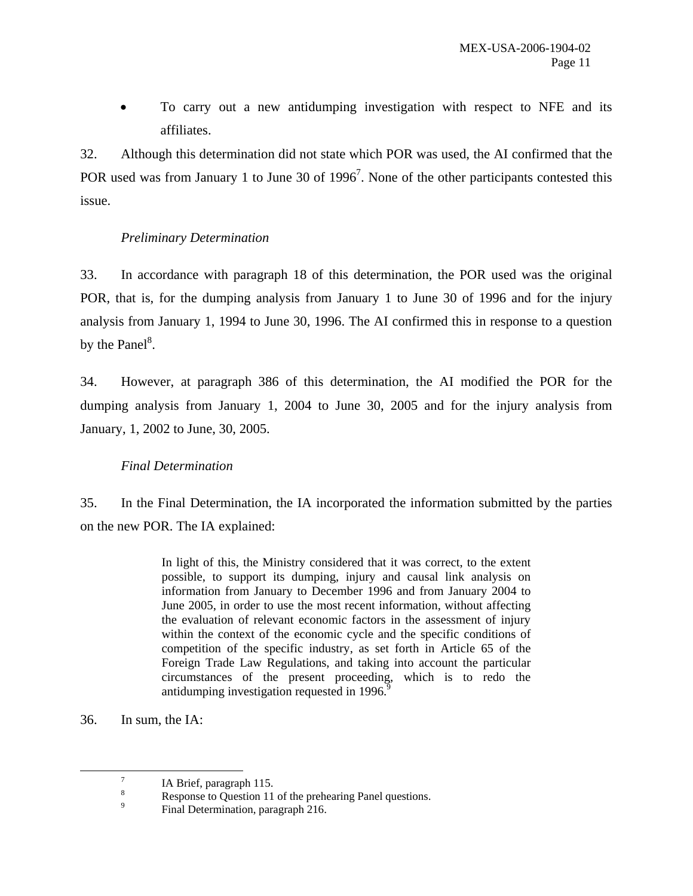- To carry out a new antidumping investigation with respect to NFE and its affiliates.

32. Although this determination did not state which POR was used, the AI confirmed that the POR used was from January 1 to June 30 of 1996[7]. None of the other participants contested this issue.

*Preliminary Determination*

33. In accordance with paragraph 18 of this determination, the POR used was the original POR, that is, for the dumping analysis from January 1 to June 30 of 1996 and for the injury analysis from January 1, 1994 to June 30, 1996. The AI confirmed this in response to a question by the Panel[8].

34. However, at paragraph 386 of this determination, the AI modified the POR for the dumping analysis from January 1, 2004 to June 30, 2005 and for the injury analysis from January, 1, 2002 to June, 30, 2005.

*Final Determination*

35. In the Final Determination, the IA incorporated the information submitted by the parties on the new POR. The IA explained:

> In light of this, the Ministry considered that it was correct, to the extent possible, to support its dumping, injury and causal link analysis on information from January to December 1996 and from January 2004 to June 2005, in order to use the most recent information, without affecting the evaluation of relevant economic factors in the assessment of injury within the context of the economic cycle and the specific conditions of competition of the specific industry, as set forth in Article 65 of the Foreign Trade Law Regulations, and taking into account the particular circumstances of the present proceeding, which is to redo the antidumping investigation requested in 1996.[9]

36. In sum, the IA:

---

[7] IA Brief, paragraph 115.

[8] Response to Question 11 of the prehearing Panel questions.

[9] Final Determination, paragraph 216.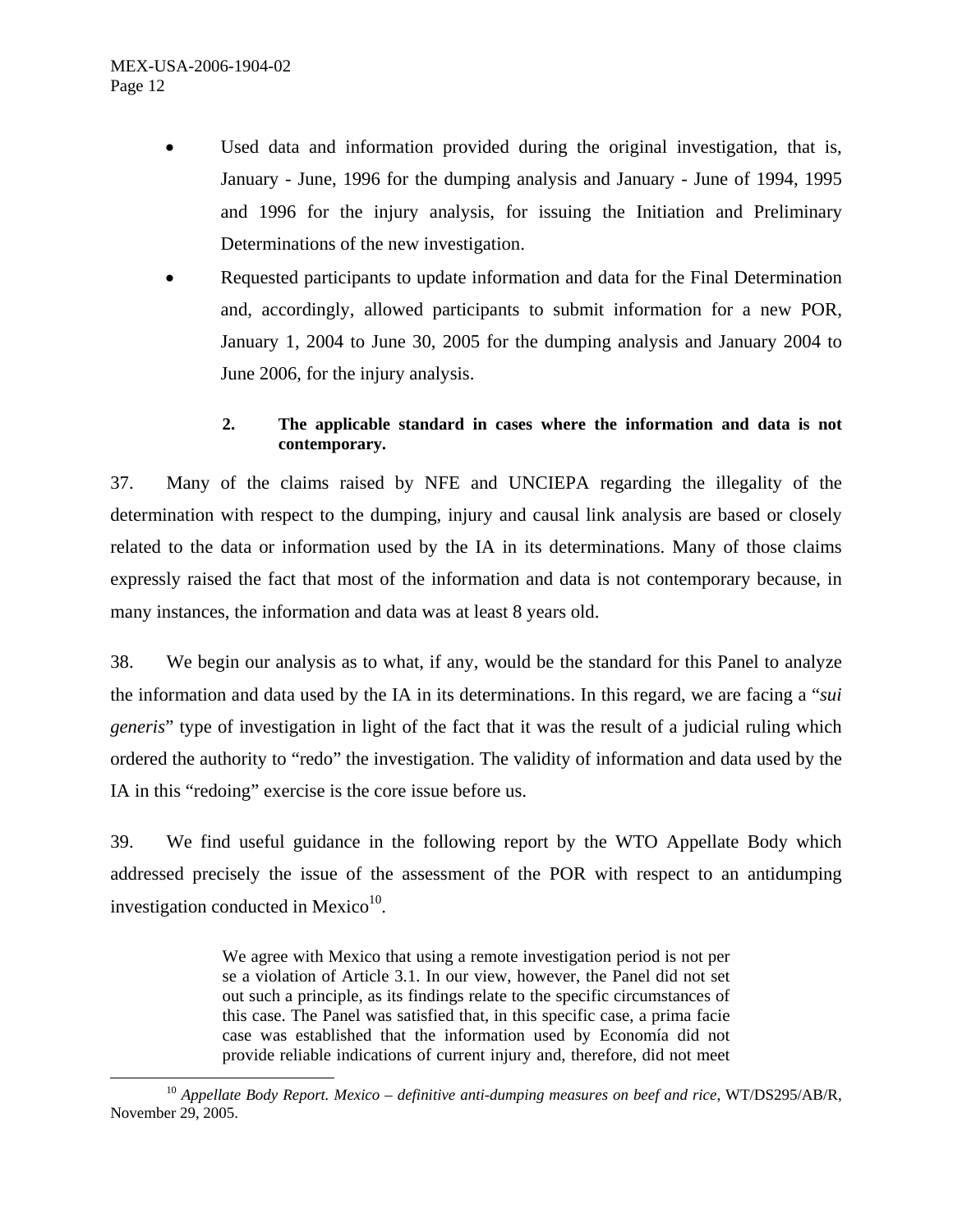- Used data and information provided during the original investigation, that is, January - June, 1996 for the dumping analysis and January - June of 1994, 1995 and 1996 for the injury analysis, for issuing the Initiation and Preliminary Determinations of the new investigation.
- Requested participants to update information and data for the Final Determination and, accordingly, allowed participants to submit information for a new POR, January 1, 2004 to June 30, 2005 for the dumping analysis and January 2004 to June 2006, for the injury analysis.

### 2. The applicable standard in cases where the information and data is not contemporary.

37. Many of the claims raised by NFE and UNCIEPA regarding the illegality of the determination with respect to the dumping, injury and causal link analysis are based or closely related to the data or information used by the IA in its determinations. Many of those claims expressly raised the fact that most of the information and data is not contemporary because, in many instances, the information and data was at least 8 years old.

38. We begin our analysis as to what, if any, would be the standard for this Panel to analyze the information and data used by the IA in its determinations. In this regard, we are facing a "*sui generis*" type of investigation in light of the fact that it was the result of a judicial ruling which ordered the authority to "redo" the investigation. The validity of information and data used by the IA in this "redoing" exercise is the core issue before us.

39. We find useful guidance in the following report by the WTO Appellate Body which addressed precisely the issue of the assessment of the POR with respect to an antidumping investigation conducted in Mexico[10].

> We agree with Mexico that using a remote investigation period is not per se a violation of Article 3.1. In our view, however, the Panel did not set out such a principle, as its findings relate to the specific circumstances of this case. The Panel was satisfied that, in this specific case, a prima facie case was established that the information used by Economía did not provide reliable indications of current injury and, therefore, did not meet

[10] *Appellate Body Report. Mexico – definitive anti-dumping measures on beef and rice,* WT/DS295/AB/R, November 29, 2005.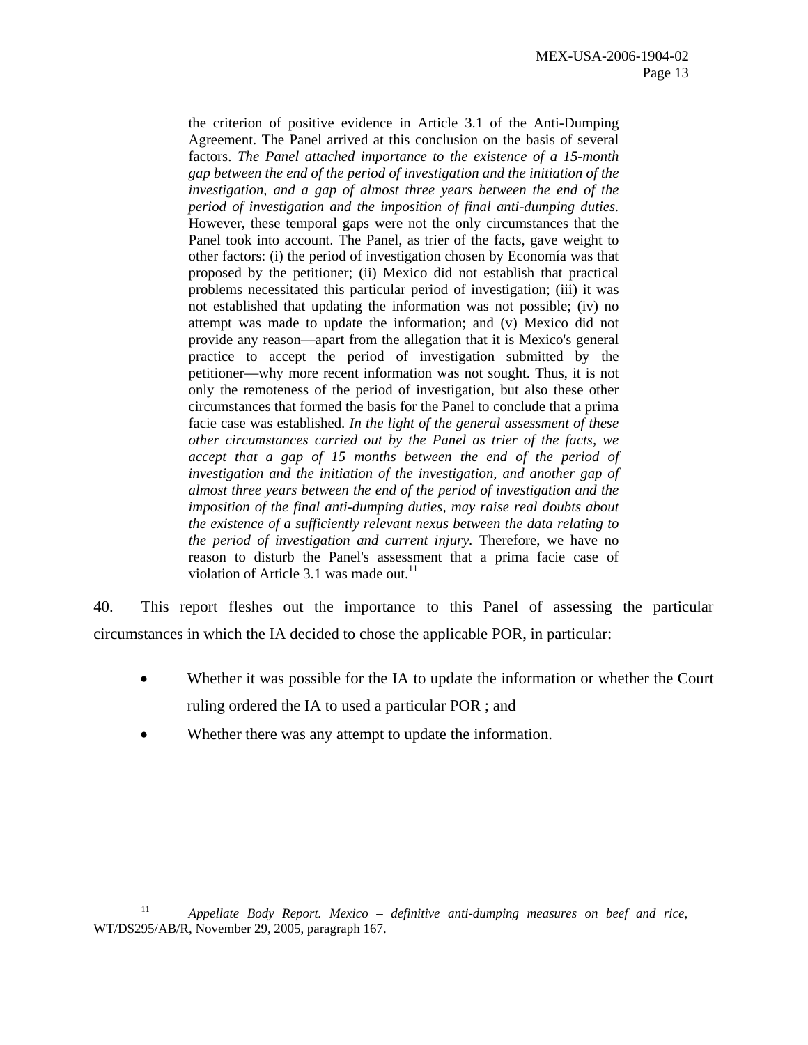> the criterion of positive evidence in Article 3.1 of the Anti-Dumping Agreement. The Panel arrived at this conclusion on the basis of several factors. *The Panel attached importance to the existence of a 15-month gap between the end of the period of investigation and the initiation of the investigation, and a gap of almost three years between the end of the period of investigation and the imposition of final anti-dumping duties.* However, these temporal gaps were not the only circumstances that the Panel took into account. The Panel, as trier of the facts, gave weight to other factors: (i) the period of investigation chosen by Economía was that proposed by the petitioner; (ii) Mexico did not establish that practical problems necessitated this particular period of investigation; (iii) it was not established that updating the information was not possible; (iv) no attempt was made to update the information; and (v) Mexico did not provide any reason—apart from the allegation that it is Mexico's general practice to accept the period of investigation submitted by the petitioner—why more recent information was not sought. Thus, it is not only the remoteness of the period of investigation, but also these other circumstances that formed the basis for the Panel to conclude that a prima facie case was established. *In the light of the general assessment of these other circumstances carried out by the Panel as trier of the facts, we accept that a gap of 15 months between the end of the period of investigation and the initiation of the investigation, and another gap of almost three years between the end of the period of investigation and the imposition of the final anti-dumping duties, may raise real doubts about the existence of a sufficiently relevant nexus between the data relating to the period of investigation and current injury.* Therefore, we have no reason to disturb the Panel's assessment that a prima facie case of violation of Article 3.1 was made out.[11]

40. This report fleshes out the importance to this Panel of assessing the particular circumstances in which the IA decided to chose the applicable POR, in particular:

- Whether it was possible for the IA to update the information or whether the Court ruling ordered the IA to used a particular POR ; and
- Whether there was any attempt to update the information.

[11] *Appellate Body Report. Mexico – definitive anti-dumping measures on beef and rice,* WT/DS295/AB/R, November 29, 2005, paragraph 167.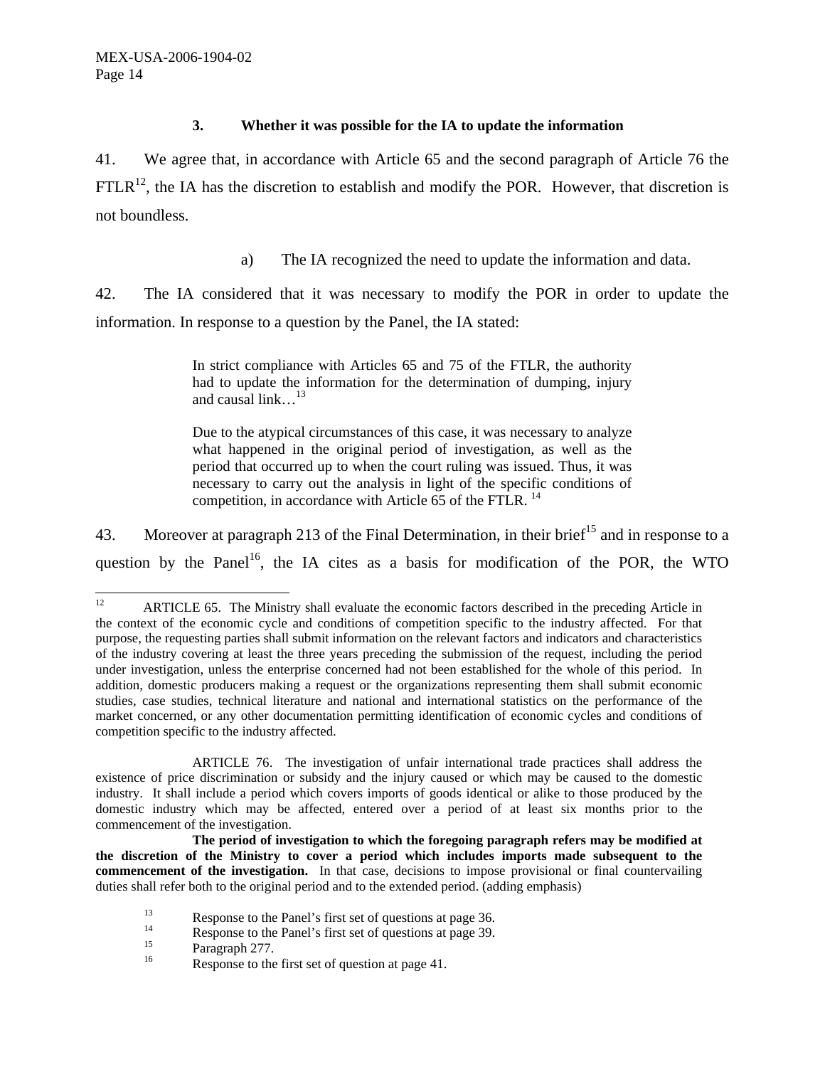### 3. Whether it was possible for the IA to update the information

41. We agree that, in accordance with Article 65 and the second paragraph of Article 76 the FTLR[12], the IA has the discretion to establish and modify the POR. However, that discretion is not boundless.

a) The IA recognized the need to update the information and data.

42. The IA considered that it was necessary to modify the POR in order to update the information. In response to a question by the Panel, the IA stated:

> In strict compliance with Articles 65 and 75 of the FTLR, the authority had to update the information for the determination of dumping, injury and causal link…[13]
>
> Due to the atypical circumstances of this case, it was necessary to analyze what happened in the original period of investigation, as well as the period that occurred up to when the court ruling was issued. Thus, it was necessary to carry out the analysis in light of the specific conditions of competition, in accordance with Article 65 of the FTLR. [14]

43. Moreover at paragraph 213 of the Final Determination, in their brief[15] and in response to a question by the Panel[16], the IA cites as a basis for modification of the POR, the WTO

---

[12] ARTICLE 65. The Ministry shall evaluate the economic factors described in the preceding Article in the context of the economic cycle and conditions of competition specific to the industry affected. For that purpose, the requesting parties shall submit information on the relevant factors and indicators and characteristics of the industry covering at least the three years preceding the submission of the request, including the period under investigation, unless the enterprise concerned had not been established for the whole of this period. In addition, domestic producers making a request or the organizations representing them shall submit economic studies, case studies, technical literature and national and international statistics on the performance of the market concerned, or any other documentation permitting identification of economic cycles and conditions of competition specific to the industry affected.

ARTICLE 76. The investigation of unfair international trade practices shall address the existence of price discrimination or subsidy and the injury caused or which may be caused to the domestic industry. It shall include a period which covers imports of goods identical or alike to those produced by the domestic industry which may be affected, entered over a period of at least six months prior to the commencement of the investigation.

**The period of investigation to which the foregoing paragraph refers may be modified at the discretion of the Ministry to cover a period which includes imports made subsequent to the commencement of the investigation.** In that case, decisions to impose provisional or final countervailing duties shall refer both to the original period and to the extended period. (adding emphasis)

[13] Response to the Panel's first set of questions at page 36.

[14] Response to the Panel's first set of questions at page 39.

[15] Paragraph 277.

[16] Response to the first set of question at page 41.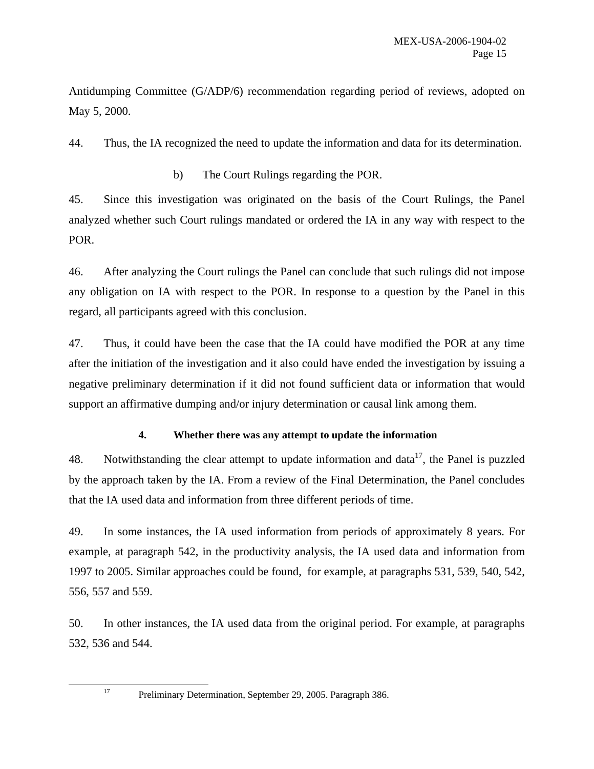Antidumping Committee (G/ADP/6) recommendation regarding period of reviews, adopted on May 5, 2000.

44. Thus, the IA recognized the need to update the information and data for its determination.

b) The Court Rulings regarding the POR.

45. Since this investigation was originated on the basis of the Court Rulings, the Panel analyzed whether such Court rulings mandated or ordered the IA in any way with respect to the POR.

46. After analyzing the Court rulings the Panel can conclude that such rulings did not impose any obligation on IA with respect to the POR. In response to a question by the Panel in this regard, all participants agreed with this conclusion.

47. Thus, it could have been the case that the IA could have modified the POR at any time after the initiation of the investigation and it also could have ended the investigation by issuing a negative preliminary determination if it did not found sufficient data or information that would support an affirmative dumping and/or injury determination or causal link among them.

**4. Whether there was any attempt to update the information**

48. Notwithstanding the clear attempt to update information and data[17], the Panel is puzzled by the approach taken by the IA. From a review of the Final Determination, the Panel concludes that the IA used data and information from three different periods of time.

49. In some instances, the IA used information from periods of approximately 8 years. For example, at paragraph 542, in the productivity analysis, the IA used data and information from 1997 to 2005. Similar approaches could be found, for example, at paragraphs 531, 539, 540, 542, 556, 557 and 559.

50. In other instances, the IA used data from the original period. For example, at paragraphs 532, 536 and 544.

[17] Preliminary Determination, September 29, 2005. Paragraph 386.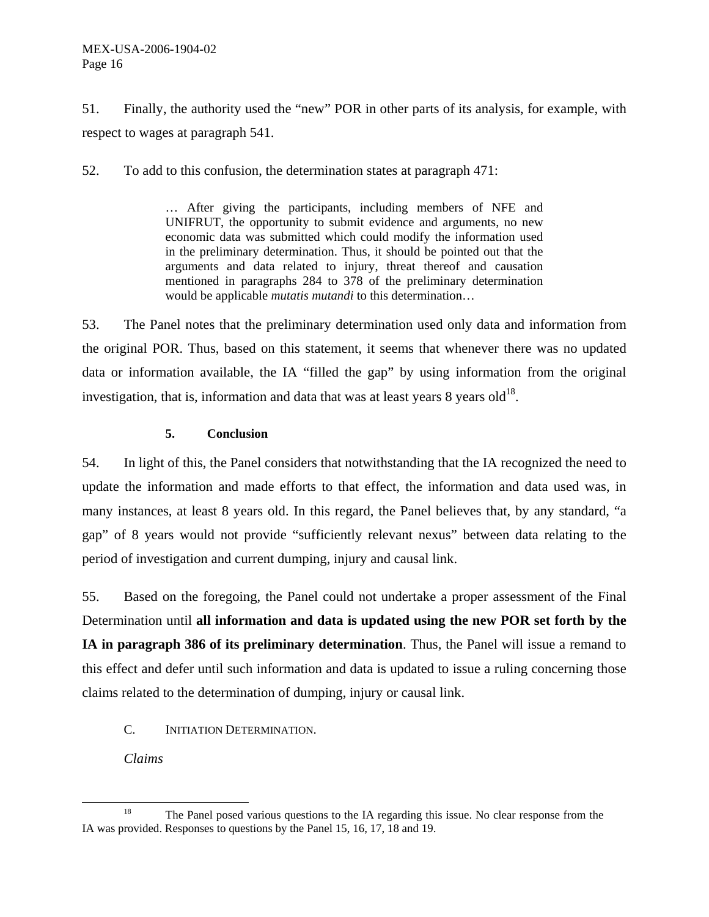51. Finally, the authority used the "new" POR in other parts of its analysis, for example, with respect to wages at paragraph 541.

52. To add to this confusion, the determination states at paragraph 471:

> … After giving the participants, including members of NFE and UNIFRUT, the opportunity to submit evidence and arguments, no new economic data was submitted which could modify the information used in the preliminary determination. Thus, it should be pointed out that the arguments and data related to injury, threat thereof and causation mentioned in paragraphs 284 to 378 of the preliminary determination would be applicable *mutatis mutandi* to this determination…

53. The Panel notes that the preliminary determination used only data and information from the original POR. Thus, based on this statement, it seems that whenever there was no updated data or information available, the IA "filled the gap" by using information from the original investigation, that is, information and data that was at least years 8 years old[18].

#### 5. Conclusion

54. In light of this, the Panel considers that notwithstanding that the IA recognized the need to update the information and made efforts to that effect, the information and data used was, in many instances, at least 8 years old. In this regard, the Panel believes that, by any standard, "a gap" of 8 years would not provide "sufficiently relevant nexus" between data relating to the period of investigation and current dumping, injury and causal link.

55. Based on the foregoing, the Panel could not undertake a proper assessment of the Final Determination until **all information and data is updated using the new POR set forth by the IA in paragraph 386 of its preliminary determination**. Thus, the Panel will issue a remand to this effect and defer until such information and data is updated to issue a ruling concerning those claims related to the determination of dumping, injury or causal link.

### C. INITIATION DETERMINATION.

*Claims*

---

[18] The Panel posed various questions to the IA regarding this issue. No clear response from the IA was provided. Responses to questions by the Panel 15, 16, 17, 18 and 19.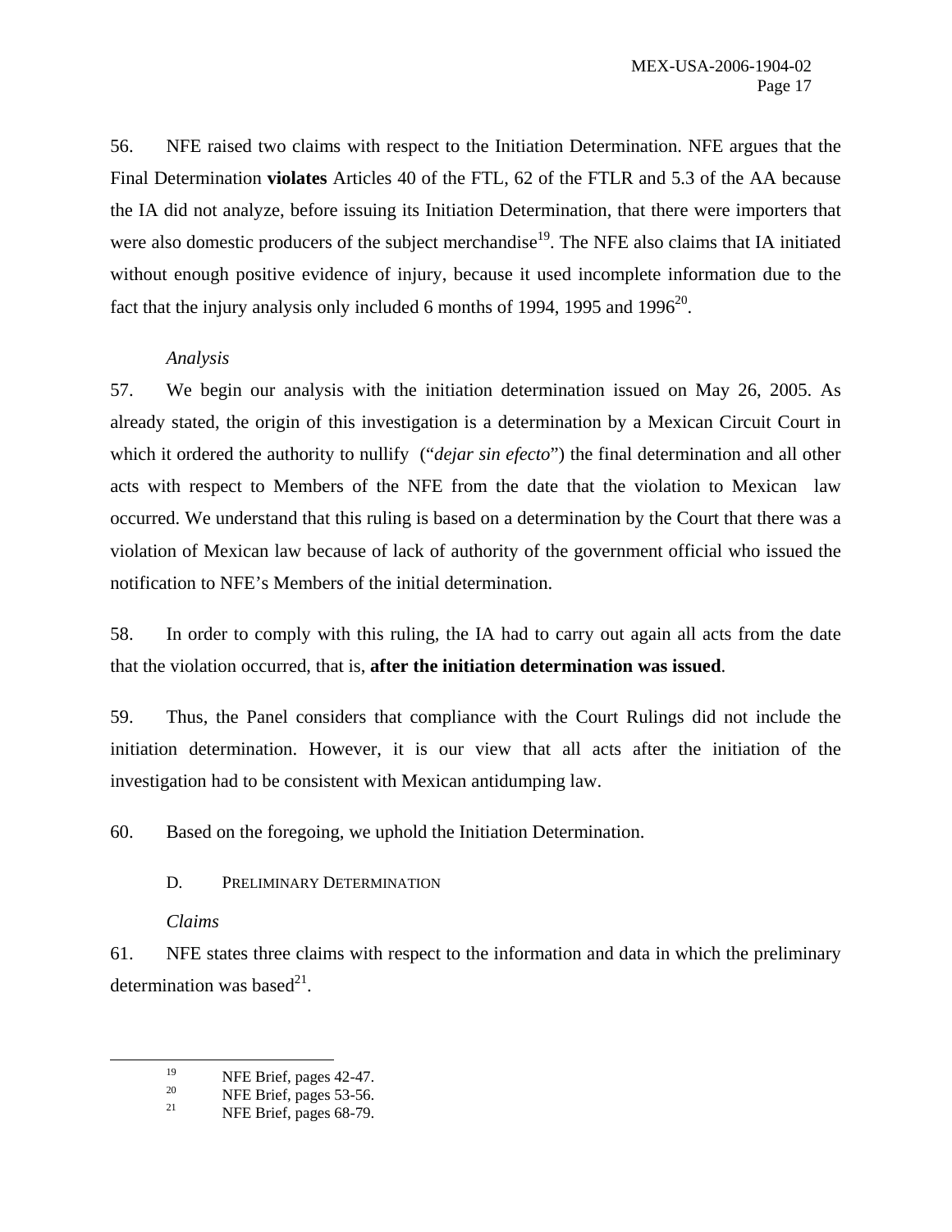56. NFE raised two claims with respect to the Initiation Determination. NFE argues that the Final Determination **violates** Articles 40 of the FTL, 62 of the FTLR and 5.3 of the AA because the IA did not analyze, before issuing its Initiation Determination, that there were importers that were also domestic producers of the subject merchandise[19]. The NFE also claims that IA initiated without enough positive evidence of injury, because it used incomplete information due to the fact that the injury analysis only included 6 months of 1994, 1995 and 1996[20].

*Analysis*

57. We begin our analysis with the initiation determination issued on May 26, 2005. As already stated, the origin of this investigation is a determination by a Mexican Circuit Court in which it ordered the authority to nullify ("*dejar sin efecto*") the final determination and all other acts with respect to Members of the NFE from the date that the violation to Mexican law occurred. We understand that this ruling is based on a determination by the Court that there was a violation of Mexican law because of lack of authority of the government official who issued the notification to NFE's Members of the initial determination.

58. In order to comply with this ruling, the IA had to carry out again all acts from the date that the violation occurred, that is, **after the initiation determination was issued**.

59. Thus, the Panel considers that compliance with the Court Rulings did not include the initiation determination. However, it is our view that all acts after the initiation of the investigation had to be consistent with Mexican antidumping law.

60. Based on the foregoing, we uphold the Initiation Determination.

### D. PRELIMINARY DETERMINATION

*Claims*

61. NFE states three claims with respect to the information and data in which the preliminary determination was based[21].

---

[19] NFE Brief, pages 42-47.

[20] NFE Brief, pages 53-56.

[21] NFE Brief, pages 68-79.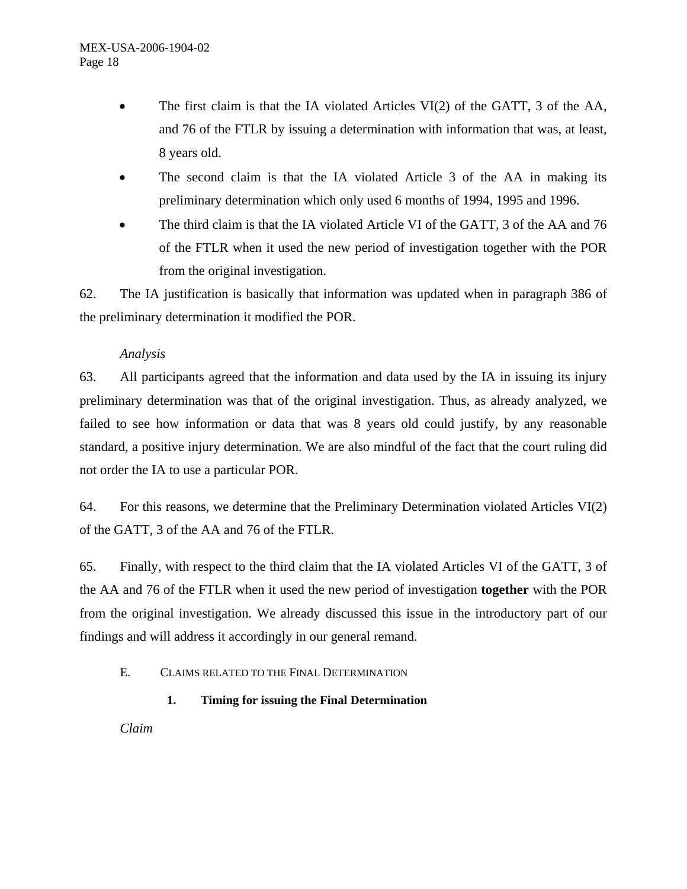- The first claim is that the IA violated Articles VI(2) of the GATT, 3 of the AA, and 76 of the FTLR by issuing a determination with information that was, at least, 8 years old.
- The second claim is that the IA violated Article 3 of the AA in making its preliminary determination which only used 6 months of 1994, 1995 and 1996.
- The third claim is that the IA violated Article VI of the GATT, 3 of the AA and 76 of the FTLR when it used the new period of investigation together with the POR from the original investigation.

62. The IA justification is basically that information was updated when in paragraph 386 of the preliminary determination it modified the POR.

*Analysis*

63. All participants agreed that the information and data used by the IA in issuing its injury preliminary determination was that of the original investigation. Thus, as already analyzed, we failed to see how information or data that was 8 years old could justify, by any reasonable standard, a positive injury determination. We are also mindful of the fact that the court ruling did not order the IA to use a particular POR.

64. For this reasons, we determine that the Preliminary Determination violated Articles VI(2) of the GATT, 3 of the AA and 76 of the FTLR.

65. Finally, with respect to the third claim that the IA violated Articles VI of the GATT, 3 of the AA and 76 of the FTLR when it used the new period of investigation **together** with the POR from the original investigation. We already discussed this issue in the introductory part of our findings and will address it accordingly in our general remand.

## E. Claims related to the Final Determination

### 1. Timing for issuing the Final Determination

*Claim*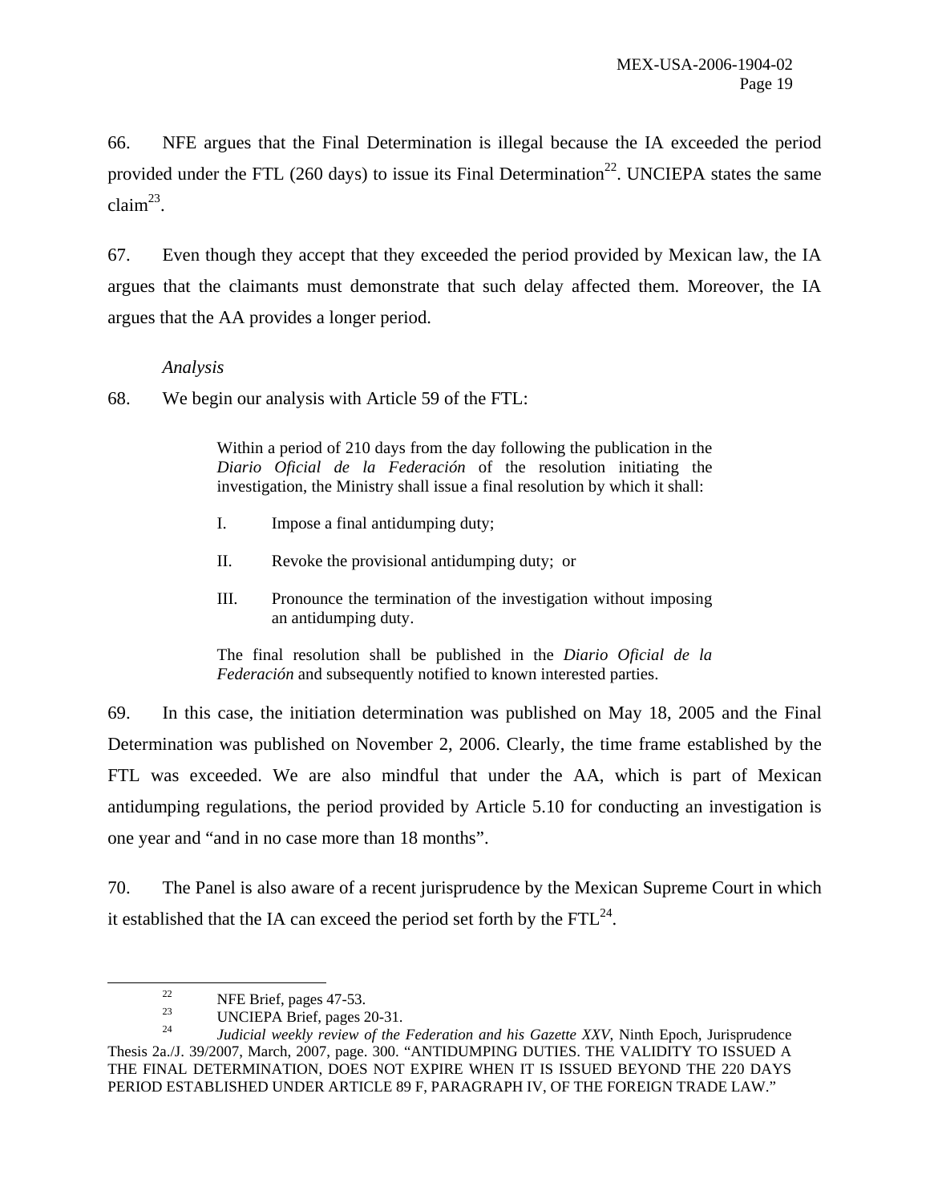66. NFE argues that the Final Determination is illegal because the IA exceeded the period provided under the FTL (260 days) to issue its Final Determination[22]. UNCIEPA states the same claim[23].

67. Even though they accept that they exceeded the period provided by Mexican law, the IA argues that the claimants must demonstrate that such delay affected them. Moreover, the IA argues that the AA provides a longer period.

*Analysis*

68. We begin our analysis with Article 59 of the FTL:

> Within a period of 210 days from the day following the publication in the *Diario Oficial de la Federación* of the resolution initiating the investigation, the Ministry shall issue a final resolution by which it shall:
>
> I. Impose a final antidumping duty;
>
> II. Revoke the provisional antidumping duty; or
>
> III. Pronounce the termination of the investigation without imposing an antidumping duty.
>
> The final resolution shall be published in the *Diario Oficial de la Federación* and subsequently notified to known interested parties.

69. In this case, the initiation determination was published on May 18, 2005 and the Final Determination was published on November 2, 2006. Clearly, the time frame established by the FTL was exceeded. We are also mindful that under the AA, which is part of Mexican antidumping regulations, the period provided by Article 5.10 for conducting an investigation is one year and "and in no case more than 18 months".

70. The Panel is also aware of a recent jurisprudence by the Mexican Supreme Court in which it established that the IA can exceed the period set forth by the FTL[24].

---

[22] NFE Brief, pages 47-53.

[23] UNCIEPA Brief, pages 20-31.

[24] *Judicial weekly review of the Federation and his Gazette XXV*, Ninth Epoch, Jurisprudence Thesis 2a./J. 39/2007, March, 2007, page. 300. "ANTIDUMPING DUTIES. THE VALIDITY TO ISSUED A THE FINAL DETERMINATION, DOES NOT EXPIRE WHEN IT IS ISSUED BEYOND THE 220 DAYS PERIOD ESTABLISHED UNDER ARTICLE 89 F, PARAGRAPH IV, OF THE FOREIGN TRADE LAW."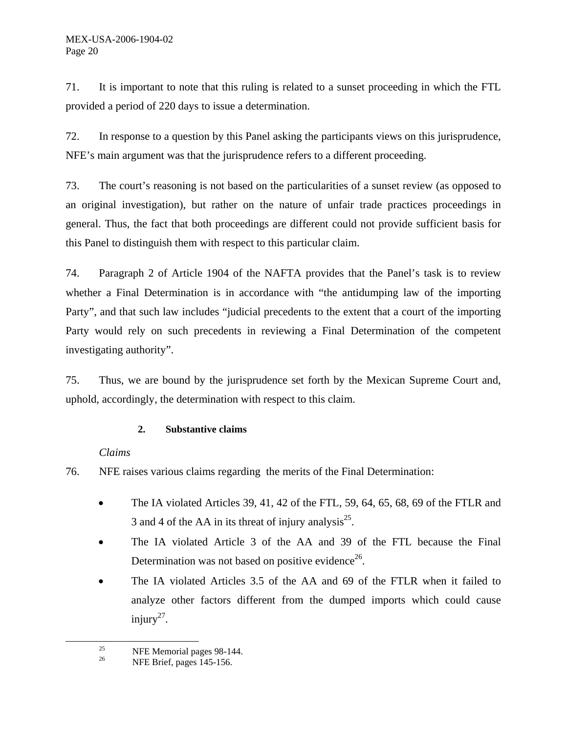71. It is important to note that this ruling is related to a sunset proceeding in which the FTL provided a period of 220 days to issue a determination.

72. In response to a question by this Panel asking the participants views on this jurisprudence, NFE's main argument was that the jurisprudence refers to a different proceeding.

73. The court's reasoning is not based on the particularities of a sunset review (as opposed to an original investigation), but rather on the nature of unfair trade practices proceedings in general. Thus, the fact that both proceedings are different could not provide sufficient basis for this Panel to distinguish them with respect to this particular claim.

74. Paragraph 2 of Article 1904 of the NAFTA provides that the Panel's task is to review whether a Final Determination is in accordance with "the antidumping law of the importing Party", and that such law includes "judicial precedents to the extent that a court of the importing Party would rely on such precedents in reviewing a Final Determination of the competent investigating authority".

75. Thus, we are bound by the jurisprudence set forth by the Mexican Supreme Court and, uphold, accordingly, the determination with respect to this claim.

### 2. Substantive claims

*Claims*

76. NFE raises various claims regarding the merits of the Final Determination:

- The IA violated Articles 39, 41, 42 of the FTL, 59, 64, 65, 68, 69 of the FTLR and 3 and 4 of the AA in its threat of injury analysis[25].
- The IA violated Article 3 of the AA and 39 of the FTL because the Final Determination was not based on positive evidence[26].
- The IA violated Articles 3.5 of the AA and 69 of the FTLR when it failed to analyze other factors different from the dumped imports which could cause injury[27].

---

[25] NFE Memorial pages 98-144.

[26] NFE Brief, pages 145-156.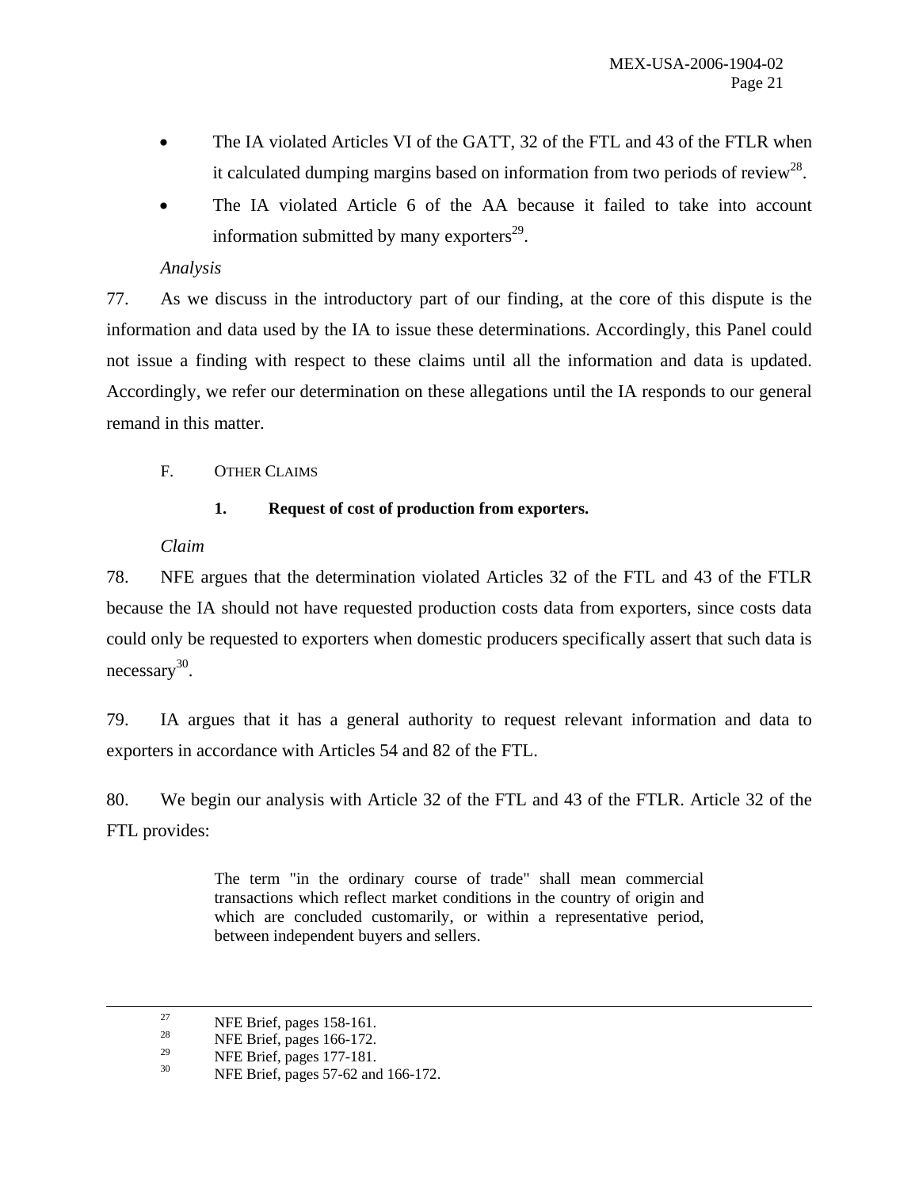- The IA violated Articles VI of the GATT, 32 of the FTL and 43 of the FTLR when it calculated dumping margins based on information from two periods of review[28].
- The IA violated Article 6 of the AA because it failed to take into account information submitted by many exporters[29].

*Analysis*

77. As we discuss in the introductory part of our finding, at the core of this dispute is the information and data used by the IA to issue these determinations. Accordingly, this Panel could not issue a finding with respect to these claims until all the information and data is updated. Accordingly, we refer our determination on these allegations until the IA responds to our general remand in this matter.

F. OTHER CLAIMS

**1. Request of cost of production from exporters.**

*Claim*

78. NFE argues that the determination violated Articles 32 of the FTL and 43 of the FTLR because the IA should not have requested production costs data from exporters, since costs data could only be requested to exporters when domestic producers specifically assert that such data is necessary[30].

79. IA argues that it has a general authority to request relevant information and data to exporters in accordance with Articles 54 and 82 of the FTL.

80. We begin our analysis with Article 32 of the FTL and 43 of the FTLR. Article 32 of the FTL provides:

> The term "in the ordinary course of trade" shall mean commercial transactions which reflect market conditions in the country of origin and which are concluded customarily, or within a representative period, between independent buyers and sellers.

---

[27] NFE Brief, pages 158-161.

[28] NFE Brief, pages 166-172.

[29] NFE Brief, pages 177-181.

[30] NFE Brief, pages 57-62 and 166-172.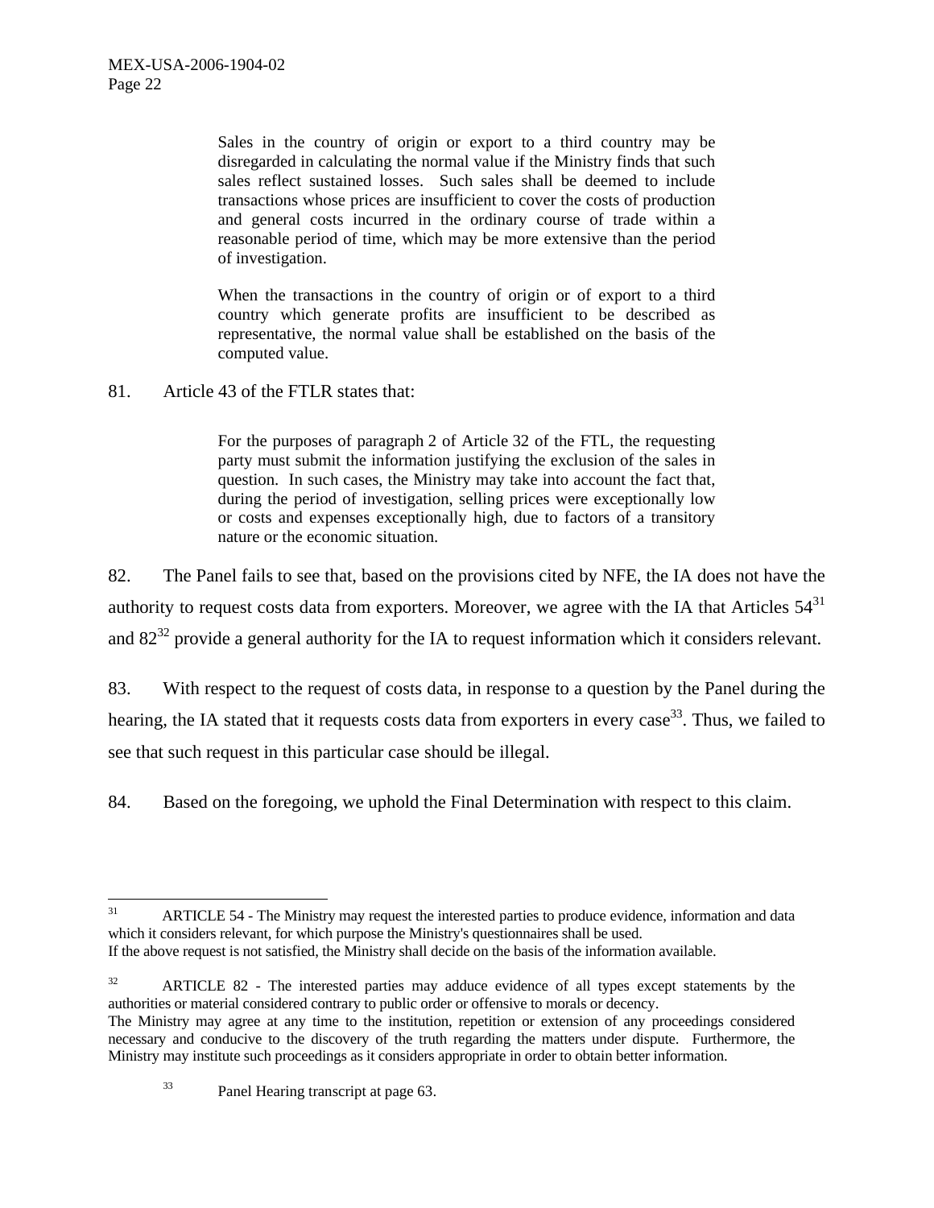> Sales in the country of origin or export to a third country may be disregarded in calculating the normal value if the Ministry finds that such sales reflect sustained losses. Such sales shall be deemed to include transactions whose prices are insufficient to cover the costs of production and general costs incurred in the ordinary course of trade within a reasonable period of time, which may be more extensive than the period of investigation.
>
> When the transactions in the country of origin or of export to a third country which generate profits are insufficient to be described as representative, the normal value shall be established on the basis of the computed value.

81. Article 43 of the FTLR states that:

> For the purposes of paragraph 2 of Article 32 of the FTL, the requesting party must submit the information justifying the exclusion of the sales in question. In such cases, the Ministry may take into account the fact that, during the period of investigation, selling prices were exceptionally low or costs and expenses exceptionally high, due to factors of a transitory nature or the economic situation.

82. The Panel fails to see that, based on the provisions cited by NFE, the IA does not have the authority to request costs data from exporters. Moreover, we agree with the IA that Articles 54[31] and 82[32] provide a general authority for the IA to request information which it considers relevant.

83. With respect to the request of costs data, in response to a question by the Panel during the hearing, the IA stated that it requests costs data from exporters in every case[33]. Thus, we failed to see that such request in this particular case should be illegal.

84. Based on the foregoing, we uphold the Final Determination with respect to this claim.

---

[31] ARTICLE 54 - The Ministry may request the interested parties to produce evidence, information and data which it considers relevant, for which purpose the Ministry's questionnaires shall be used.
If the above request is not satisfied, the Ministry shall decide on the basis of the information available.

[32] ARTICLE 82 - The interested parties may adduce evidence of all types except statements by the authorities or material considered contrary to public order or offensive to morals or decency.
The Ministry may agree at any time to the institution, repetition or extension of any proceedings considered necessary and conducive to the discovery of the truth regarding the matters under dispute. Furthermore, the Ministry may institute such proceedings as it considers appropriate in order to obtain better information.

[33] Panel Hearing transcript at page 63.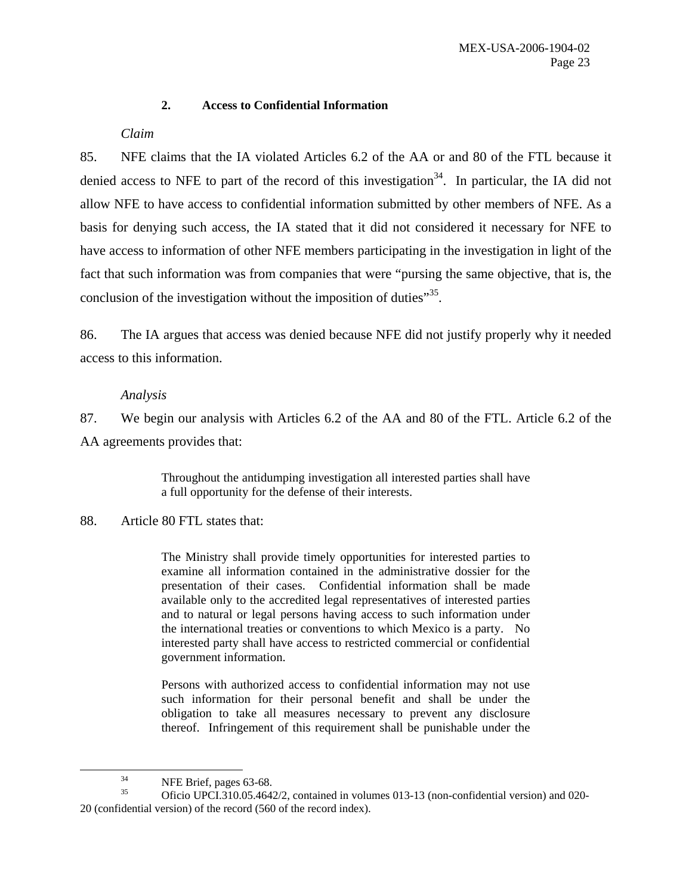### 2. Access to Confidential Information

*Claim*

85. NFE claims that the IA violated Articles 6.2 of the AA or and 80 of the FTL because it denied access to NFE to part of the record of this investigation[34]. In particular, the IA did not allow NFE to have access to confidential information submitted by other members of NFE. As a basis for denying such access, the IA stated that it did not considered it necessary for NFE to have access to information of other NFE members participating in the investigation in light of the fact that such information was from companies that were "pursing the same objective, that is, the conclusion of the investigation without the imposition of duties"[35].

86. The IA argues that access was denied because NFE did not justify properly why it needed access to this information.

*Analysis*

87. We begin our analysis with Articles 6.2 of the AA and 80 of the FTL. Article 6.2 of the AA agreements provides that:

> Throughout the antidumping investigation all interested parties shall have a full opportunity for the defense of their interests.

88. Article 80 FTL states that:

> The Ministry shall provide timely opportunities for interested parties to examine all information contained in the administrative dossier for the presentation of their cases. Confidential information shall be made available only to the accredited legal representatives of interested parties and to natural or legal persons having access to such information under the international treaties or conventions to which Mexico is a party. No interested party shall have access to restricted commercial or confidential government information.
>
> Persons with authorized access to confidential information may not use such information for their personal benefit and shall be under the obligation to take all measures necessary to prevent any disclosure thereof. Infringement of this requirement shall be punishable under the

---

[34] NFE Brief, pages 63-68.

[35] Oficio UPCI.310.05.4642/2, contained in volumes 013-13 (non-confidential version) and 020-20 (confidential version) of the record (560 of the record index).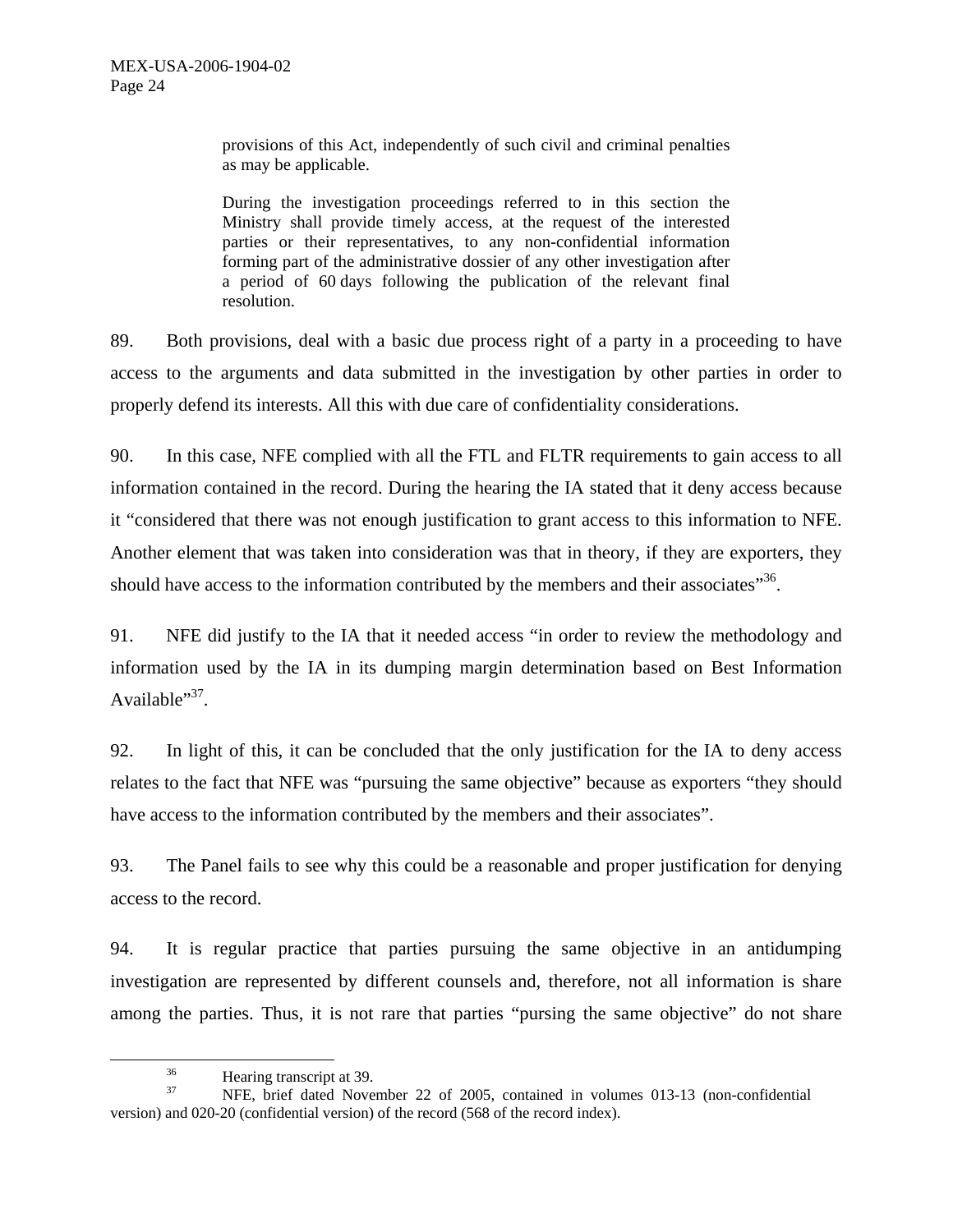> provisions of this Act, independently of such civil and criminal penalties as may be applicable.
>
> During the investigation proceedings referred to in this section the Ministry shall provide timely access, at the request of the interested parties or their representatives, to any non-confidential information forming part of the administrative dossier of any other investigation after a period of 60 days following the publication of the relevant final resolution.

89. Both provisions, deal with a basic due process right of a party in a proceeding to have access to the arguments and data submitted in the investigation by other parties in order to properly defend its interests. All this with due care of confidentiality considerations.

90. In this case, NFE complied with all the FTL and FLTR requirements to gain access to all information contained in the record. During the hearing the IA stated that it deny access because it "considered that there was not enough justification to grant access to this information to NFE. Another element that was taken into consideration was that in theory, if they are exporters, they should have access to the information contributed by the members and their associates"[36].

91. NFE did justify to the IA that it needed access "in order to review the methodology and information used by the IA in its dumping margin determination based on Best Information Available"[37].

92. In light of this, it can be concluded that the only justification for the IA to deny access relates to the fact that NFE was "pursuing the same objective" because as exporters "they should have access to the information contributed by the members and their associates".

93. The Panel fails to see why this could be a reasonable and proper justification for denying access to the record.

94. It is regular practice that parties pursuing the same objective in an antidumping investigation are represented by different counsels and, therefore, not all information is share among the parties. Thus, it is not rare that parties "pursing the same objective" do not share

---

[36] Hearing transcript at 39.

[37] NFE, brief dated November 22 of 2005, contained in volumes 013-13 (non-confidential version) and 020-20 (confidential version) of the record (568 of the record index).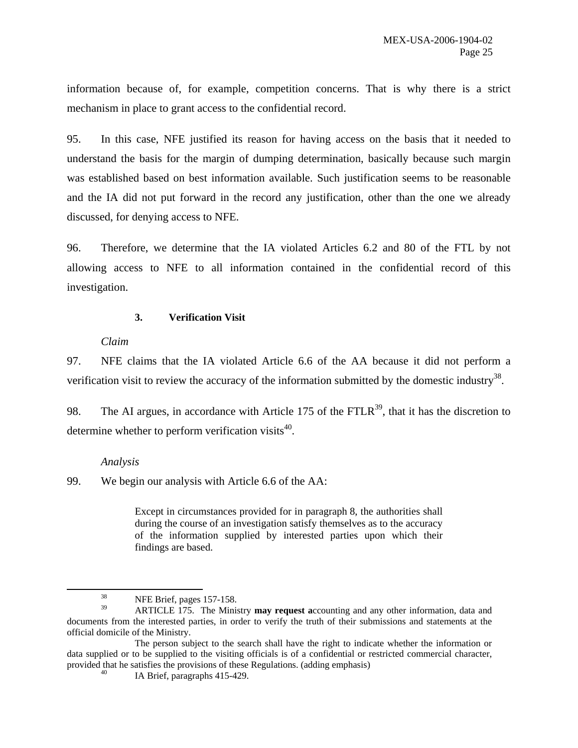information because of, for example, competition concerns. That is why there is a strict mechanism in place to grant access to the confidential record.

95. In this case, NFE justified its reason for having access on the basis that it needed to understand the basis for the margin of dumping determination, basically because such margin was established based on best information available. Such justification seems to be reasonable and the IA did not put forward in the record any justification, other than the one we already discussed, for denying access to NFE.

96. Therefore, we determine that the IA violated Articles 6.2 and 80 of the FTL by not allowing access to NFE to all information contained in the confidential record of this investigation.

### 3. Verification Visit

*Claim*

97. NFE claims that the IA violated Article 6.6 of the AA because it did not perform a verification visit to review the accuracy of the information submitted by the domestic industry[38].

98. The AI argues, in accordance with Article 175 of the FTLR[39], that it has the discretion to determine whether to perform verification visits[40].

*Analysis*

99. We begin our analysis with Article 6.6 of the AA:

> Except in circumstances provided for in paragraph 8, the authorities shall during the course of an investigation satisfy themselves as to the accuracy of the information supplied by interested parties upon which their findings are based.

---

[38] NFE Brief, pages 157-158.

[39] ARTICLE 175. The Ministry **may request a**ccounting and any other information, data and documents from the interested parties, in order to verify the truth of their submissions and statements at the official domicile of the Ministry.

The person subject to the search shall have the right to indicate whether the information or data supplied or to be supplied to the visiting officials is of a confidential or restricted commercial character, provided that he satisfies the provisions of these Regulations. (adding emphasis)

[40] IA Brief, paragraphs 415-429.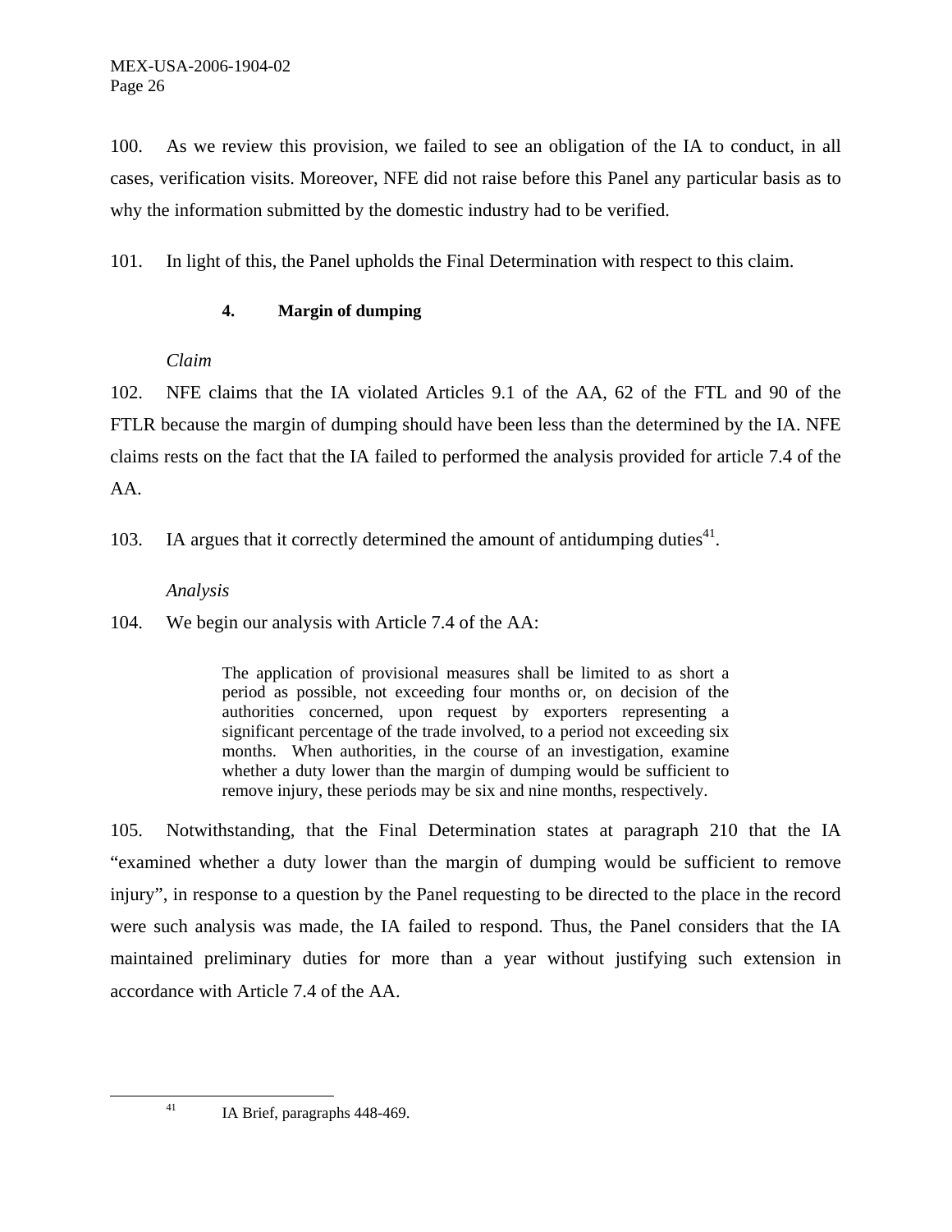100. As we review this provision, we failed to see an obligation of the IA to conduct, in all cases, verification visits. Moreover, NFE did not raise before this Panel any particular basis as to why the information submitted by the domestic industry had to be verified.

101. In light of this, the Panel upholds the Final Determination with respect to this claim.

#### 4. Margin of dumping

*Claim*

102. NFE claims that the IA violated Articles 9.1 of the AA, 62 of the FTL and 90 of the FTLR because the margin of dumping should have been less than the determined by the IA. NFE claims rests on the fact that the IA failed to performed the analysis provided for article 7.4 of the AA.

103. IA argues that it correctly determined the amount of antidumping duties[41].

*Analysis*

104. We begin our analysis with Article 7.4 of the AA:

> The application of provisional measures shall be limited to as short a period as possible, not exceeding four months or, on decision of the authorities concerned, upon request by exporters representing a significant percentage of the trade involved, to a period not exceeding six months. When authorities, in the course of an investigation, examine whether a duty lower than the margin of dumping would be sufficient to remove injury, these periods may be six and nine months, respectively.

105. Notwithstanding, that the Final Determination states at paragraph 210 that the IA "examined whether a duty lower than the margin of dumping would be sufficient to remove injury", in response to a question by the Panel requesting to be directed to the place in the record were such analysis was made, the IA failed to respond. Thus, the Panel considers that the IA maintained preliminary duties for more than a year without justifying such extension in accordance with Article 7.4 of the AA.

[41] IA Brief, paragraphs 448-469.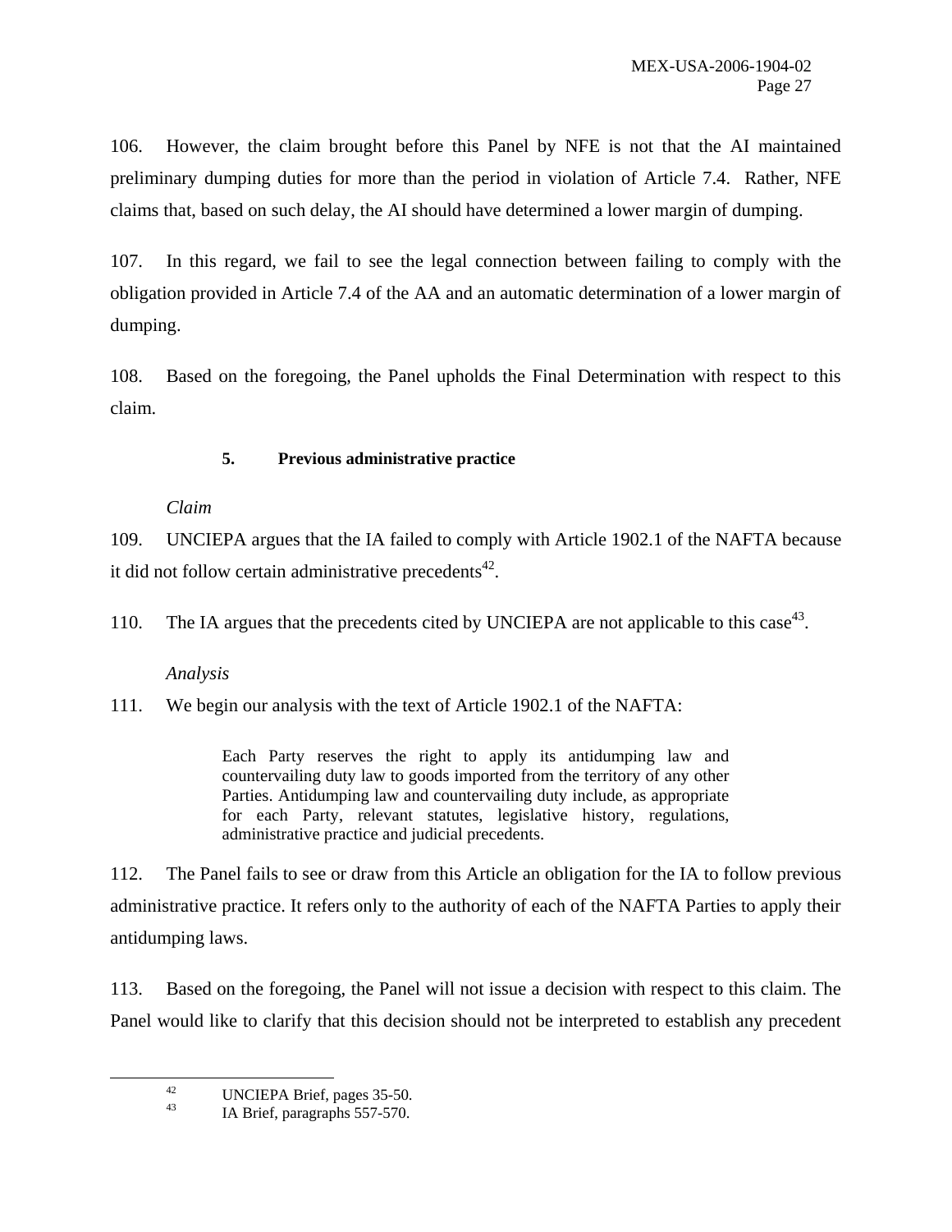106. However, the claim brought before this Panel by NFE is not that the AI maintained preliminary dumping duties for more than the period in violation of Article 7.4. Rather, NFE claims that, based on such delay, the AI should have determined a lower margin of dumping.

107. In this regard, we fail to see the legal connection between failing to comply with the obligation provided in Article 7.4 of the AA and an automatic determination of a lower margin of dumping.

108. Based on the foregoing, the Panel upholds the Final Determination with respect to this claim.

### 5. Previous administrative practice

*Claim*

109. UNCIEPA argues that the IA failed to comply with Article 1902.1 of the NAFTA because it did not follow certain administrative precedents[42].

110. The IA argues that the precedents cited by UNCIEPA are not applicable to this case[43].

*Analysis*

111. We begin our analysis with the text of Article 1902.1 of the NAFTA:

> Each Party reserves the right to apply its antidumping law and countervailing duty law to goods imported from the territory of any other Parties. Antidumping law and countervailing duty include, as appropriate for each Party, relevant statutes, legislative history, regulations, administrative practice and judicial precedents.

112. The Panel fails to see or draw from this Article an obligation for the IA to follow previous administrative practice. It refers only to the authority of each of the NAFTA Parties to apply their antidumping laws.

113. Based on the foregoing, the Panel will not issue a decision with respect to this claim. The Panel would like to clarify that this decision should not be interpreted to establish any precedent

---

[42] UNCIEPA Brief, pages 35-50.

[43] IA Brief, paragraphs 557-570.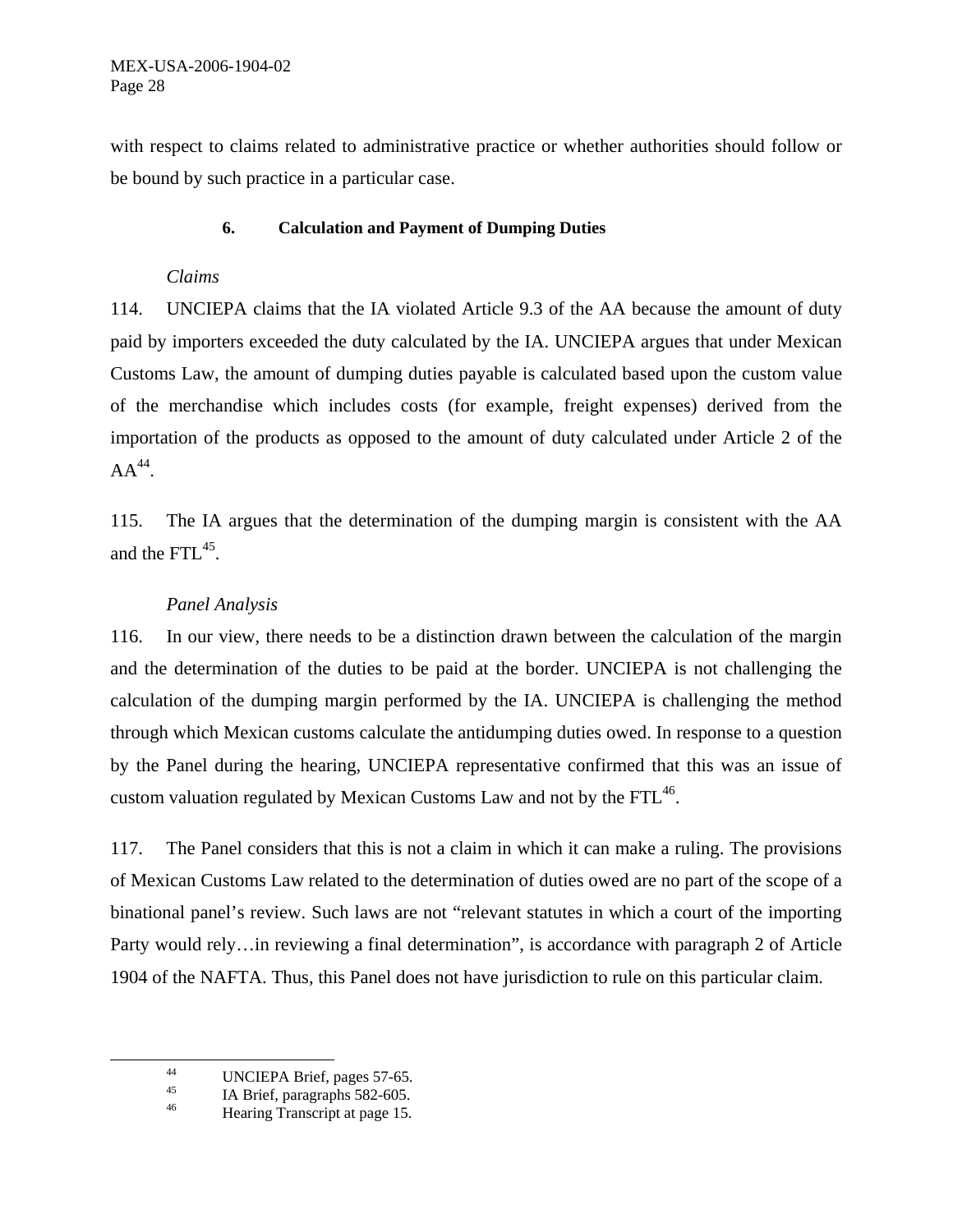with respect to claims related to administrative practice or whether authorities should follow or be bound by such practice in a particular case.

### 6. Calculation and Payment of Dumping Duties

*Claims*

114. UNCIEPA claims that the IA violated Article 9.3 of the AA because the amount of duty paid by importers exceeded the duty calculated by the IA. UNCIEPA argues that under Mexican Customs Law, the amount of dumping duties payable is calculated based upon the custom value of the merchandise which includes costs (for example, freight expenses) derived from the importation of the products as opposed to the amount of duty calculated under Article 2 of the AA[44].

115. The IA argues that the determination of the dumping margin is consistent with the AA and the FTL[45].

*Panel Analysis*

116. In our view, there needs to be a distinction drawn between the calculation of the margin and the determination of the duties to be paid at the border. UNCIEPA is not challenging the calculation of the dumping margin performed by the IA. UNCIEPA is challenging the method through which Mexican customs calculate the antidumping duties owed. In response to a question by the Panel during the hearing, UNCIEPA representative confirmed that this was an issue of custom valuation regulated by Mexican Customs Law and not by the FTL[46].

117. The Panel considers that this is not a claim in which it can make a ruling. The provisions of Mexican Customs Law related to the determination of duties owed are no part of the scope of a binational panel's review. Such laws are not "relevant statutes in which a court of the importing Party would rely…in reviewing a final determination", is accordance with paragraph 2 of Article 1904 of the NAFTA. Thus, this Panel does not have jurisdiction to rule on this particular claim.

---

[44] UNCIEPA Brief, pages 57-65.

[45] IA Brief, paragraphs 582-605.

[46] Hearing Transcript at page 15.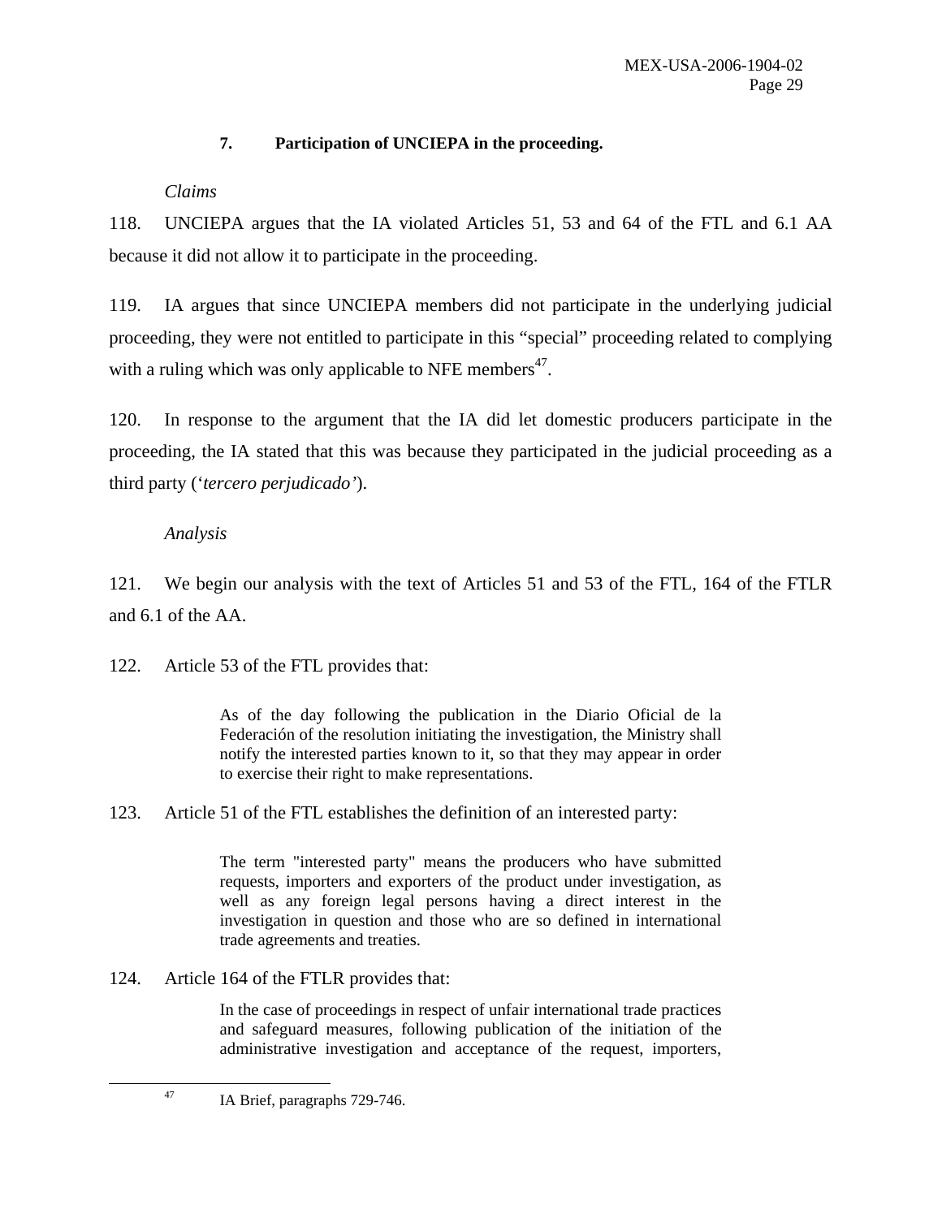### 7. Participation of UNCIEPA in the proceeding.

*Claims*

118. UNCIEPA argues that the IA violated Articles 51, 53 and 64 of the FTL and 6.1 AA because it did not allow it to participate in the proceeding.

119. IA argues that since UNCIEPA members did not participate in the underlying judicial proceeding, they were not entitled to participate in this "special" proceeding related to complying with a ruling which was only applicable to NFE members[47].

120. In response to the argument that the IA did let domestic producers participate in the proceeding, the IA stated that this was because they participated in the judicial proceeding as a third party ('*tercero perjudicado'*).

*Analysis*

121. We begin our analysis with the text of Articles 51 and 53 of the FTL, 164 of the FTLR and 6.1 of the AA.

122. Article 53 of the FTL provides that:

> As of the day following the publication in the Diario Oficial de la Federación of the resolution initiating the investigation, the Ministry shall notify the interested parties known to it, so that they may appear in order to exercise their right to make representations.

123. Article 51 of the FTL establishes the definition of an interested party:

> The term "interested party" means the producers who have submitted requests, importers and exporters of the product under investigation, as well as any foreign legal persons having a direct interest in the investigation in question and those who are so defined in international trade agreements and treaties.

124. Article 164 of the FTLR provides that:

> In the case of proceedings in respect of unfair international trade practices and safeguard measures, following publication of the initiation of the administrative investigation and acceptance of the request, importers,

[47] IA Brief, paragraphs 729-746.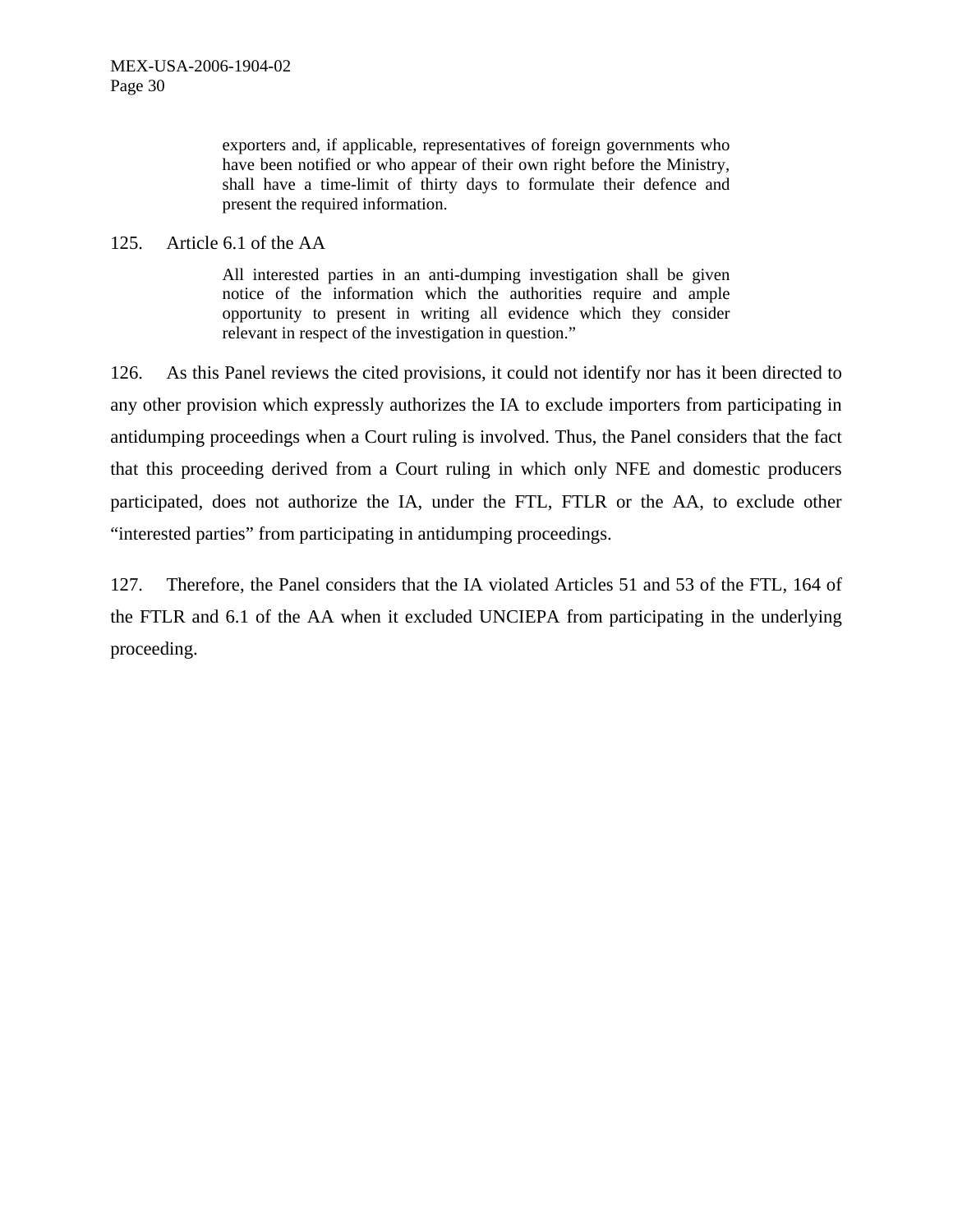> exporters and, if applicable, representatives of foreign governments who have been notified or who appear of their own right before the Ministry, shall have a time-limit of thirty days to formulate their defence and present the required information.

125. Article 6.1 of the AA

> All interested parties in an anti-dumping investigation shall be given notice of the information which the authorities require and ample opportunity to present in writing all evidence which they consider relevant in respect of the investigation in question."

126. As this Panel reviews the cited provisions, it could not identify nor has it been directed to any other provision which expressly authorizes the IA to exclude importers from participating in antidumping proceedings when a Court ruling is involved. Thus, the Panel considers that the fact that this proceeding derived from a Court ruling in which only NFE and domestic producers participated, does not authorize the IA, under the FTL, FTLR or the AA, to exclude other "interested parties" from participating in antidumping proceedings.

127. Therefore, the Panel considers that the IA violated Articles 51 and 53 of the FTL, 164 of the FTLR and 6.1 of the AA when it excluded UNCIEPA from participating in the underlying proceeding.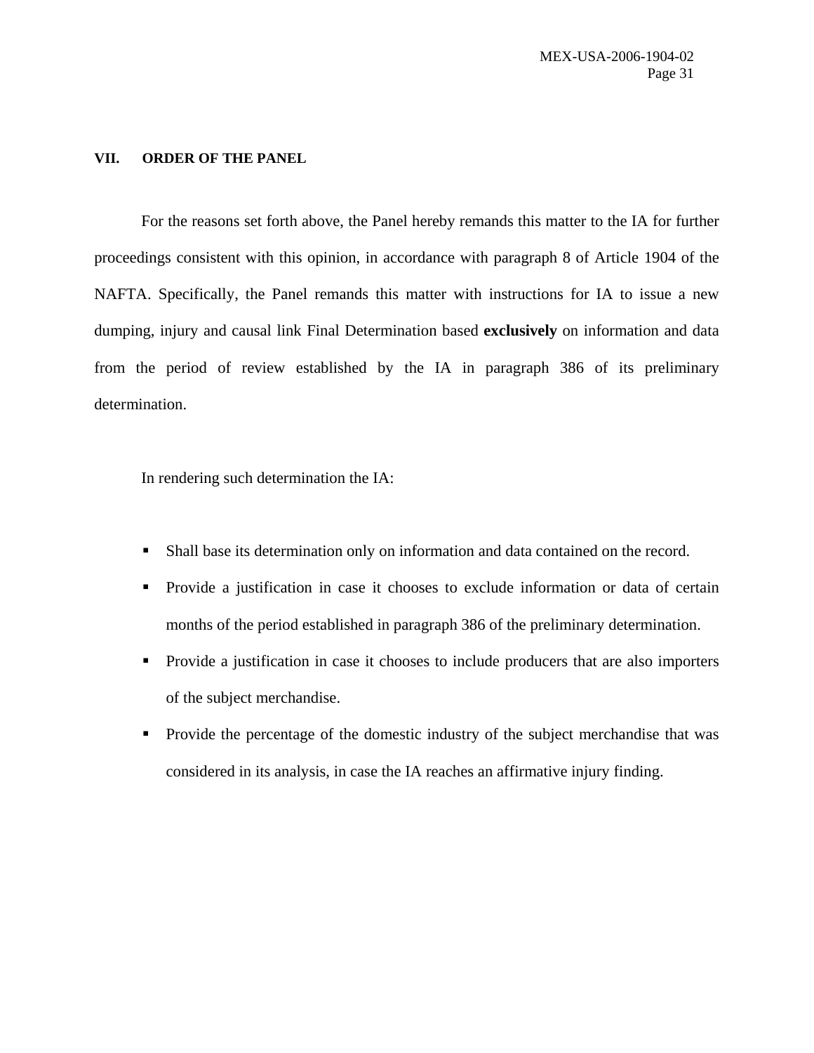## VII. ORDER OF THE PANEL

For the reasons set forth above, the Panel hereby remands this matter to the IA for further proceedings consistent with this opinion, in accordance with paragraph 8 of Article 1904 of the NAFTA. Specifically, the Panel remands this matter with instructions for IA to issue a new dumping, injury and causal link Final Determination based **exclusively** on information and data from the period of review established by the IA in paragraph 386 of its preliminary determination.

In rendering such determination the IA:

- Shall base its determination only on information and data contained on the record.
- Provide a justification in case it chooses to exclude information or data of certain months of the period established in paragraph 386 of the preliminary determination.
- Provide a justification in case it chooses to include producers that are also importers of the subject merchandise.
- Provide the percentage of the domestic industry of the subject merchandise that was considered in its analysis, in case the IA reaches an affirmative injury finding.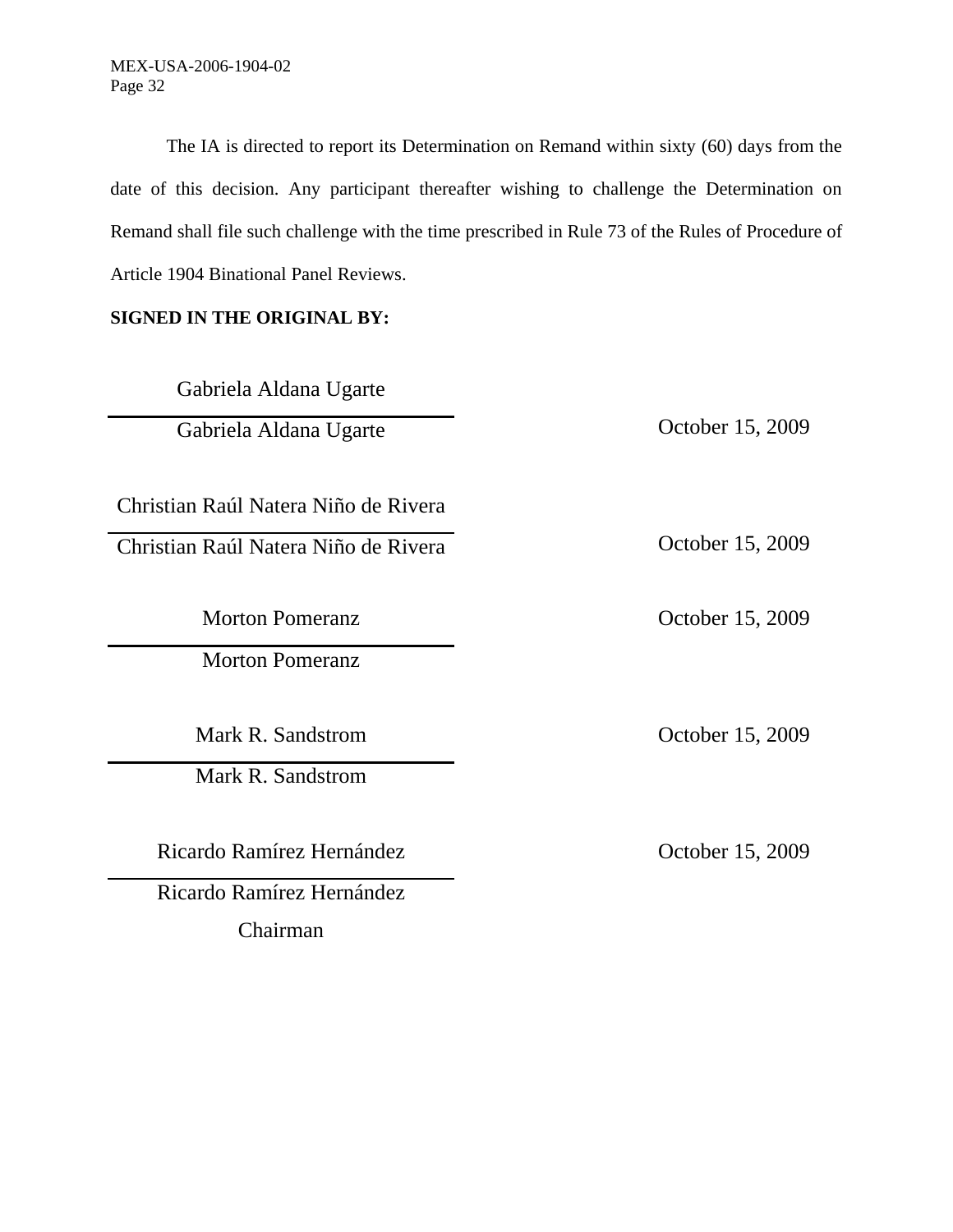The IA is directed to report its Determination on Remand within sixty (60) days from the date of this decision. Any participant thereafter wishing to challenge the Determination on Remand shall file such challenge with the time prescribed in Rule 73 of the Rules of Procedure of Article 1904 Binational Panel Reviews.

**SIGNED IN THE ORIGINAL BY:**

Gabriela Aldana Ugarte

Gabriela Aldana Ugarte — October 15, 2009

Christian Raúl Natera Niño de Rivera

Christian Raúl Natera Niño de Rivera — October 15, 2009

Morton Pomeranz — October 15, 2009

Morton Pomeranz

Mark R. Sandstrom — October 15, 2009

Mark R. Sandstrom

Ricardo Ramírez Hernández — October 15, 2009

Ricardo Ramírez Hernández
Chairman